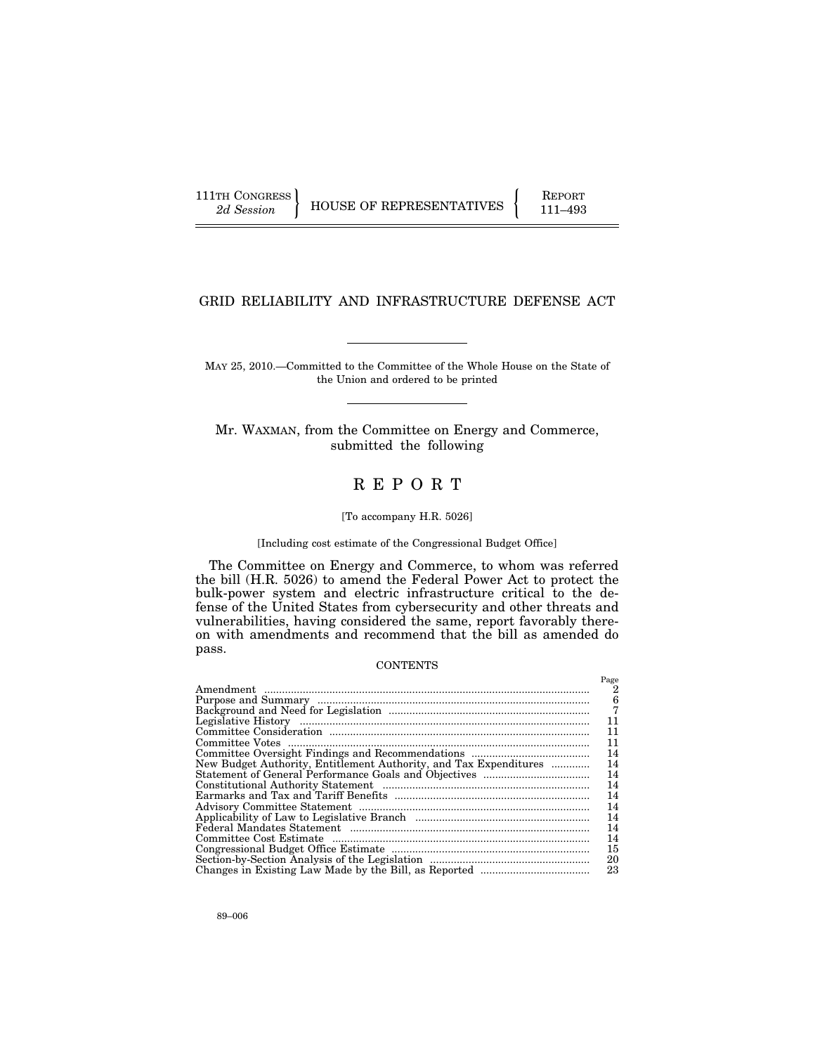111TH CONGRESS
*2d Session*

HOUSE OF REPRESENTATIVES

REPORT
111–493

# GRID RELIABILITY AND INFRASTRUCTURE DEFENSE ACT

MAY 25, 2010.—Committed to the Committee of the Whole House on the State of the Union and ordered to be printed

Mr. WAXMAN, from the Committee on Energy and Commerce, submitted the following

# R E P O R T

[To accompany H.R. 5026]

[Including cost estimate of the Congressional Budget Office]

The Committee on Energy and Commerce, to whom was referred the bill (H.R. 5026) to amend the Federal Power Act to protect the bulk-power system and electric infrastructure critical to the defense of the United States from cybersecurity and other threats and vulnerabilities, having considered the same, report favorably thereon with amendments and recommend that the bill as amended do pass.

## CONTENTS

| | Page |
|---|---|
| Amendment | 2 |
| Purpose and Summary | 6 |
| Background and Need for Legislation | 7 |
| Legislative History | 11 |
| Committee Consideration | 11 |
| Committee Votes | 11 |
| Committee Oversight Findings and Recommendations | 14 |
| New Budget Authority, Entitlement Authority, and Tax Expenditures | 14 |
| Statement of General Performance Goals and Objectives | 14 |
| Constitutional Authority Statement | 14 |
| Earmarks and Tax and Tariff Benefits | 14 |
| Advisory Committee Statement | 14 |
| Applicability of Law to Legislative Branch | 14 |
| Federal Mandates Statement | 14 |
| Committee Cost Estimate | 14 |
| Congressional Budget Office Estimate | 15 |
| Section-by-Section Analysis of the Legislation | 20 |
| Changes in Existing Law Made by the Bill, as Reported | 23 |

89–006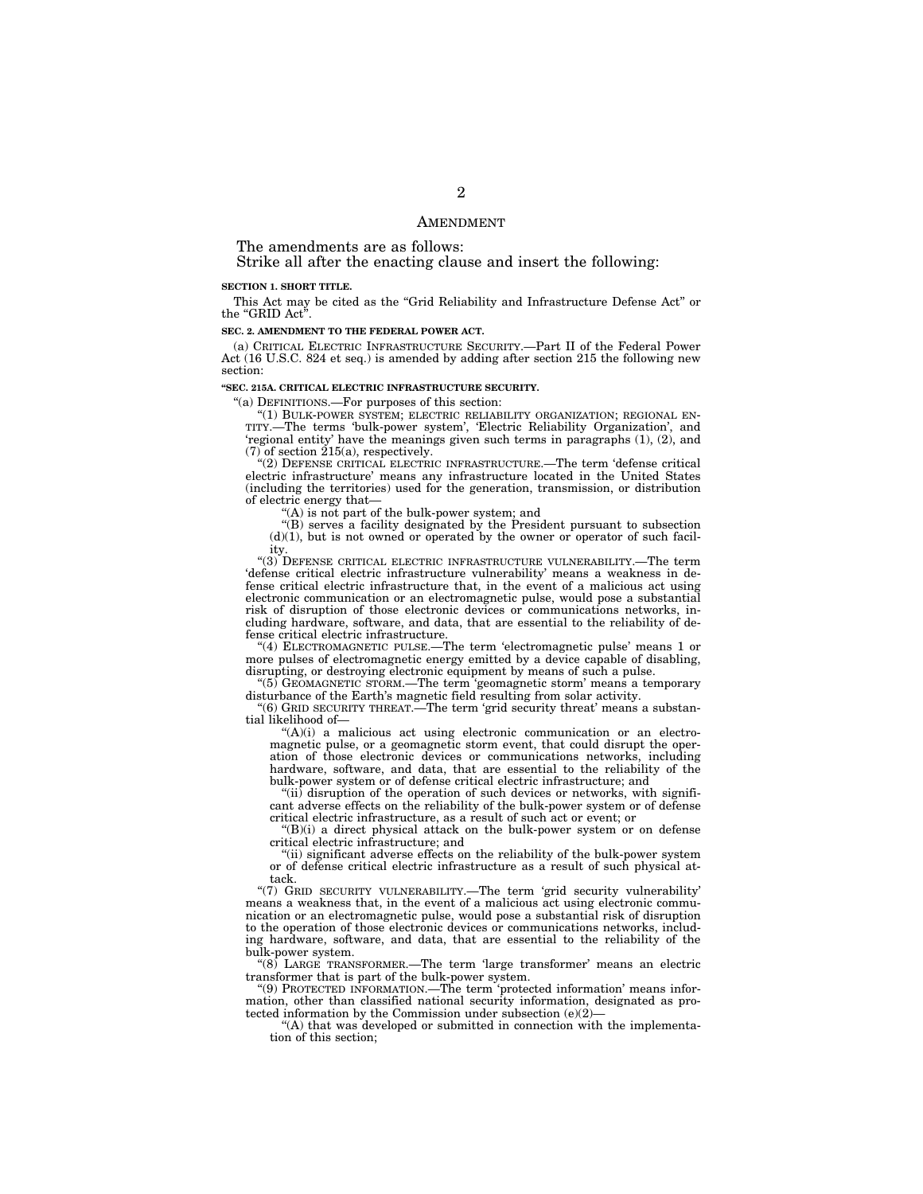## AMENDMENT

The amendments are as follows:

Strike all after the enacting clause and insert the following:

**SECTION 1. SHORT TITLE.**

This Act may be cited as the "Grid Reliability and Infrastructure Defense Act" or the "GRID Act".

**SEC. 2. AMENDMENT TO THE FEDERAL POWER ACT.**

(a) CRITICAL ELECTRIC INFRASTRUCTURE SECURITY.—Part II of the Federal Power Act (16 U.S.C. 824 et seq.) is amended by adding after section 215 the following new section:

**"SEC. 215A. CRITICAL ELECTRIC INFRASTRUCTURE SECURITY.**

"(a) DEFINITIONS.—For purposes of this section:

"(1) BULK-POWER SYSTEM; ELECTRIC RELIABILITY ORGANIZATION; REGIONAL ENTITY.—The terms 'bulk-power system', 'Electric Reliability Organization', and 'regional entity' have the meanings given such terms in paragraphs (1), (2), and (7) of section 215(a), respectively.

"(2) DEFENSE CRITICAL ELECTRIC INFRASTRUCTURE.—The term 'defense critical electric infrastructure' means any infrastructure located in the United States (including the territories) used for the generation, transmission, or distribution of electric energy that—

"(A) is not part of the bulk-power system; and

"(B) serves a facility designated by the President pursuant to subsection (d)(1), but is not owned or operated by the owner or operator of such facility.

"(3) DEFENSE CRITICAL ELECTRIC INFRASTRUCTURE VULNERABILITY.—The term 'defense critical electric infrastructure vulnerability' means a weakness in defense critical electric infrastructure that, in the event of a malicious act using electronic communication or an electromagnetic pulse, would pose a substantial risk of disruption of those electronic devices or communications networks, including hardware, software, and data, that are essential to the reliability of defense critical electric infrastructure.

"(4) ELECTROMAGNETIC PULSE.—The term 'electromagnetic pulse' means 1 or more pulses of electromagnetic energy emitted by a device capable of disabling, disrupting, or destroying electronic equipment by means of such a pulse.

"(5) GEOMAGNETIC STORM.—The term 'geomagnetic storm' means a temporary disturbance of the Earth's magnetic field resulting from solar activity.

"(6) GRID SECURITY THREAT.—The term 'grid security threat' means a substantial likelihood of—

"(A)(i) a malicious act using electronic communication or an electromagnetic pulse, or a geomagnetic storm event, that could disrupt the operation of those electronic devices or communications networks, including hardware, software, and data, that are essential to the reliability of the bulk-power system or of defense critical electric infrastructure; and

"(ii) disruption of the operation of such devices or networks, with significant adverse effects on the reliability of the bulk-power system or of defense critical electric infrastructure, as a result of such act or event; or

"(B)(i) a direct physical attack on the bulk-power system or on defense critical electric infrastructure; and

"(ii) significant adverse effects on the reliability of the bulk-power system or of defense critical electric infrastructure as a result of such physical attack.

"(7) GRID SECURITY VULNERABILITY.—The term 'grid security vulnerability' means a weakness that, in the event of a malicious act using electronic communication or an electromagnetic pulse, would pose a substantial risk of disruption to the operation of those electronic devices or communications networks, including hardware, software, and data, that are essential to the reliability of the bulk-power system.

"(8) LARGE TRANSFORMER.—The term 'large transformer' means an electric transformer that is part of the bulk-power system.

"(9) PROTECTED INFORMATION.—The term 'protected information' means information, other than classified national security information, designated as protected information by the Commission under subsection (e)(2)—

"(A) that was developed or submitted in connection with the implementation of this section;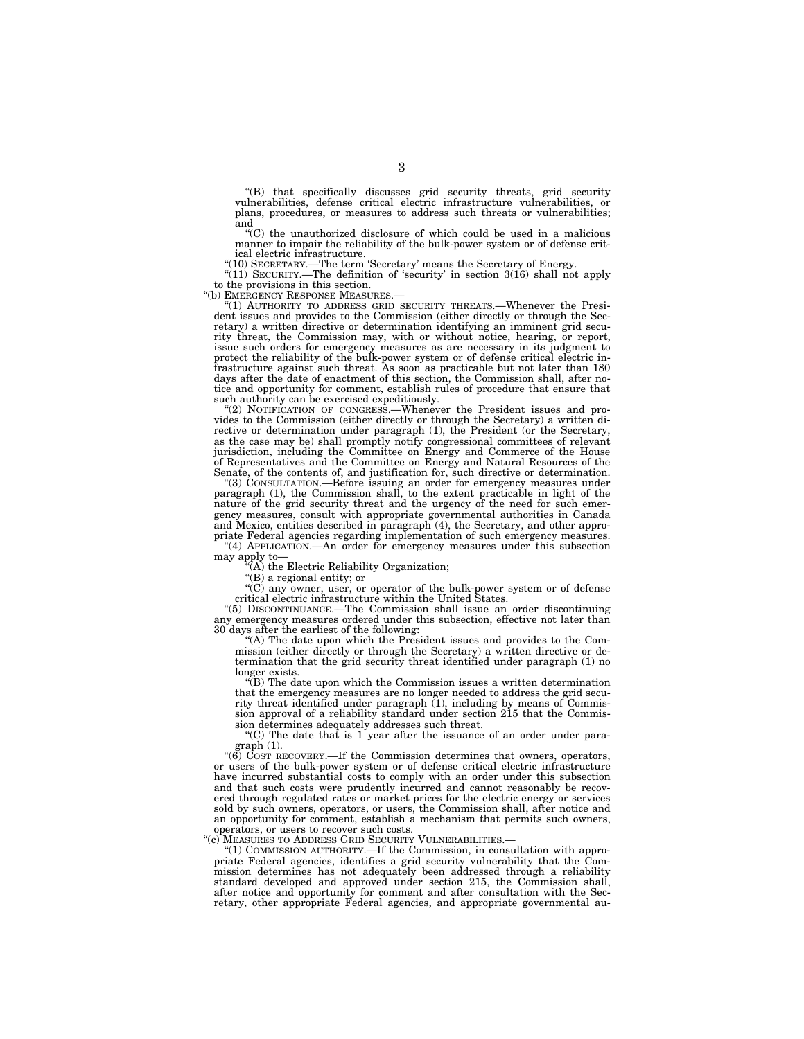"(B) that specifically discusses grid security threats, grid security vulnerabilities, defense critical electric infrastructure vulnerabilities, or plans, procedures, or measures to address such threats or vulnerabilities; and

"(C) the unauthorized disclosure of which could be used in a malicious manner to impair the reliability of the bulk-power system or of defense critical electric infrastructure.

"(10) SECRETARY.—The term 'Secretary' means the Secretary of Energy.

"(11) SECURITY.—The definition of 'security' in section 3(16) shall not apply to the provisions in this section.

"(b) EMERGENCY RESPONSE MEASURES.—

"(1) AUTHORITY TO ADDRESS GRID SECURITY THREATS.—Whenever the President issues and provides to the Commission (either directly or through the Secretary) a written directive or determination identifying an imminent grid security threat, the Commission may, with or without notice, hearing, or report, issue such orders for emergency measures as are necessary in its judgment to protect the reliability of the bulk-power system or of defense critical electric infrastructure against such threat. As soon as practicable but not later than 180 days after the date of enactment of this section, the Commission shall, after notice and opportunity for comment, establish rules of procedure that ensure that such authority can be exercised expeditiously.

"(2) NOTIFICATION OF CONGRESS.—Whenever the President issues and provides to the Commission (either directly or through the Secretary) a written directive or determination under paragraph (1), the President (or the Secretary, as the case may be) shall promptly notify congressional committees of relevant jurisdiction, including the Committee on Energy and Commerce of the House of Representatives and the Committee on Energy and Natural Resources of the Senate, of the contents of, and justification for, such directive or determination.

"(3) CONSULTATION.—Before issuing an order for emergency measures under paragraph (1), the Commission shall, to the extent practicable in light of the nature of the grid security threat and the urgency of the need for such emergency measures, consult with appropriate governmental authorities in Canada and Mexico, entities described in paragraph (4), the Secretary, and other appropriate Federal agencies regarding implementation of such emergency measures.

"(4) APPLICATION.—An order for emergency measures under this subsection may apply to—

"(A) the Electric Reliability Organization;

"(B) a regional entity; or

"(C) any owner, user, or operator of the bulk-power system or of defense critical electric infrastructure within the United States.

"(5) DISCONTINUANCE.—The Commission shall issue an order discontinuing any emergency measures ordered under this subsection, effective not later than 30 days after the earliest of the following:

"(A) The date upon which the President issues and provides to the Commission (either directly or through the Secretary) a written directive or determination that the grid security threat identified under paragraph (1) no longer exists.

"(B) The date upon which the Commission issues a written determination that the emergency measures are no longer needed to address the grid security threat identified under paragraph (1), including by means of Commission approval of a reliability standard under section 215 that the Commission determines adequately addresses such threat.

"(C) The date that is 1 year after the issuance of an order under paragraph (1).

"(6) COST RECOVERY.—If the Commission determines that owners, operators, or users of the bulk-power system or of defense critical electric infrastructure have incurred substantial costs to comply with an order under this subsection and that such costs were prudently incurred and cannot reasonably be recovered through regulated rates or market prices for the electric energy or services sold by such owners, operators, or users, the Commission shall, after notice and an opportunity for comment, establish a mechanism that permits such owners, operators, or users to recover such costs.

"(c) MEASURES TO ADDRESS GRID SECURITY VULNERABILITIES.—

"(1) COMMISSION AUTHORITY.—If the Commission, in consultation with appropriate Federal agencies, identifies a grid security vulnerability that the Commission determines has not adequately been addressed through a reliability standard developed and approved under section 215, the Commission shall, after notice and opportunity for comment and after consultation with the Secretary, other appropriate Federal agencies, and appropriate governmental au-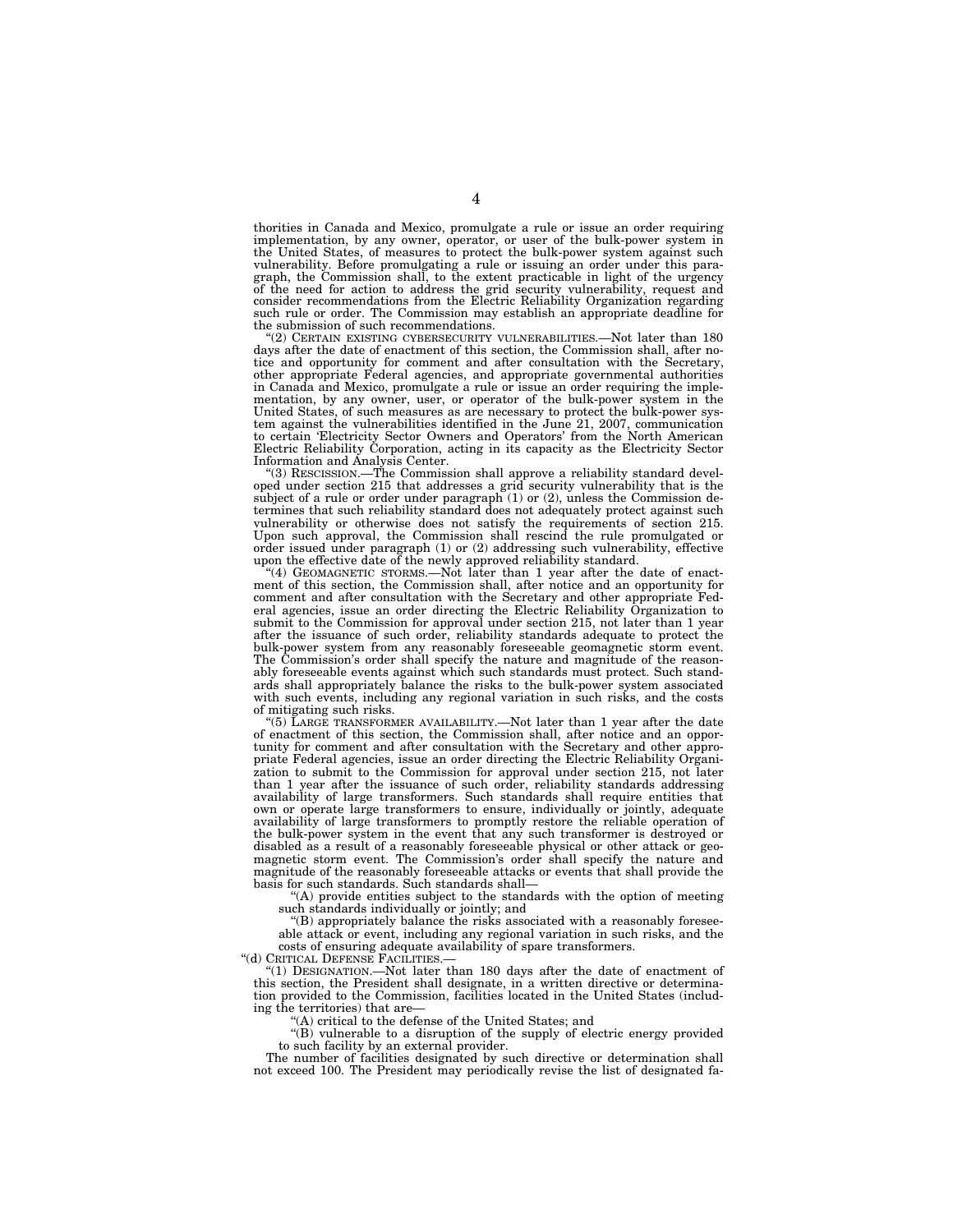thorities in Canada and Mexico, promulgate a rule or issue an order requiring implementation, by any owner, operator, or user of the bulk-power system in the United States, of measures to protect the bulk-power system against such vulnerability. Before promulgating a rule or issuing an order under this paragraph, the Commission shall, to the extent practicable in light of the urgency of the need for action to address the grid security vulnerability, request and consider recommendations from the Electric Reliability Organization regarding such rule or order. The Commission may establish an appropriate deadline for the submission of such recommendations.

"(2) CERTAIN EXISTING CYBERSECURITY VULNERABILITIES.—Not later than 180 days after the date of enactment of this section, the Commission shall, after notice and opportunity for comment and after consultation with the Secretary, other appropriate Federal agencies, and appropriate governmental authorities in Canada and Mexico, promulgate a rule or issue an order requiring the implementation, by any owner, user, or operator of the bulk-power system in the United States, of such measures as are necessary to protect the bulk-power system against the vulnerabilities identified in the June 21, 2007, communication to certain 'Electricity Sector Owners and Operators' from the North American Electric Reliability Corporation, acting in its capacity as the Electricity Sector Information and Analysis Center.

"(3) RESCISSION.—The Commission shall approve a reliability standard developed under section 215 that addresses a grid security vulnerability that is the subject of a rule or order under paragraph (1) or (2), unless the Commission determines that such reliability standard does not adequately protect against such vulnerability or otherwise does not satisfy the requirements of section 215. Upon such approval, the Commission shall rescind the rule promulgated or order issued under paragraph (1) or (2) addressing such vulnerability, effective upon the effective date of the newly approved reliability standard.

"(4) GEOMAGNETIC STORMS.—Not later than 1 year after the date of enactment of this section, the Commission shall, after notice and an opportunity for comment and after consultation with the Secretary and other appropriate Federal agencies, issue an order directing the Electric Reliability Organization to submit to the Commission for approval under section 215, not later than 1 year after the issuance of such order, reliability standards adequate to protect the bulk-power system from any reasonably foreseeable geomagnetic storm event. The Commission's order shall specify the nature and magnitude of the reasonably foreseeable events against which such standards must protect. Such standards shall appropriately balance the risks to the bulk-power system associated with such events, including any regional variation in such risks, and the costs of mitigating such risks.

"(5) LARGE TRANSFORMER AVAILABILITY.—Not later than 1 year after the date of enactment of this section, the Commission shall, after notice and an opportunity for comment and after consultation with the Secretary and other appropriate Federal agencies, issue an order directing the Electric Reliability Organization to submit to the Commission for approval under section 215, not later than 1 year after the issuance of such order, reliability standards addressing availability of large transformers. Such standards shall require entities that own or operate large transformers to ensure, individually or jointly, adequate availability of large transformers to promptly restore the reliable operation of the bulk-power system in the event that any such transformer is destroyed or disabled as a result of a reasonably foreseeable physical or other attack or geomagnetic storm event. The Commission's order shall specify the nature and magnitude of the reasonably foreseeable attacks or events that shall provide the basis for such standards. Such standards shall—

"(A) provide entities subject to the standards with the option of meeting such standards individually or jointly; and

"(B) appropriately balance the risks associated with a reasonably foreseeable attack or event, including any regional variation in such risks, and the costs of ensuring adequate availability of spare transformers.

"(d) CRITICAL DEFENSE FACILITIES.—

"(1) DESIGNATION.—Not later than 180 days after the date of enactment of this section, the President shall designate, in a written directive or determination provided to the Commission, facilities located in the United States (including the territories) that are—

"(A) critical to the defense of the United States; and

"(B) vulnerable to a disruption of the supply of electric energy provided to such facility by an external provider.

The number of facilities designated by such directive or determination shall not exceed 100. The President may periodically revise the list of designated fa-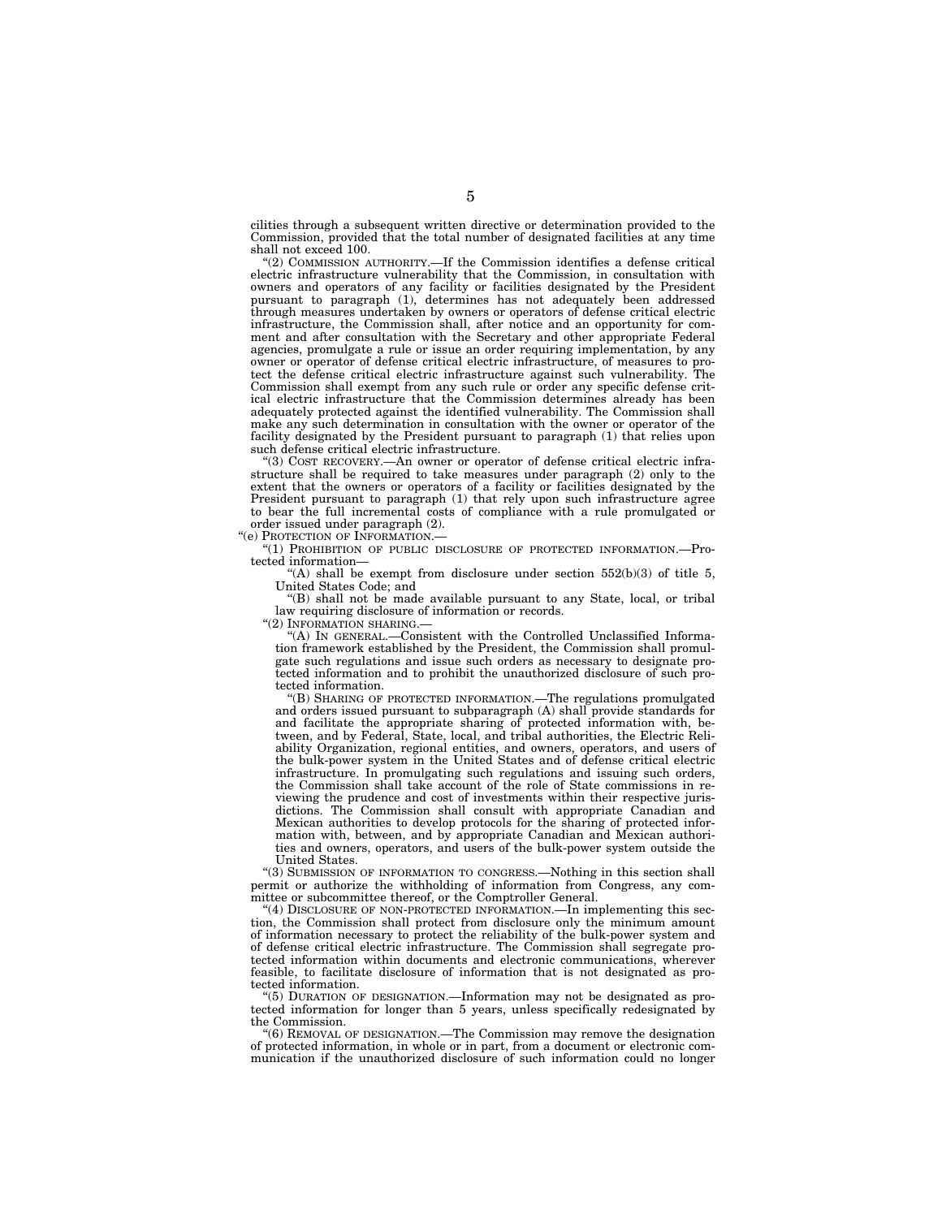cilities through a subsequent written directive or determination provided to the Commission, provided that the total number of designated facilities at any time shall not exceed 100.

"(2) COMMISSION AUTHORITY.—If the Commission identifies a defense critical electric infrastructure vulnerability that the Commission, in consultation with owners and operators of any facility or facilities designated by the President pursuant to paragraph (1), determines has not adequately been addressed through measures undertaken by owners or operators of defense critical electric infrastructure, the Commission shall, after notice and an opportunity for comment and after consultation with the Secretary and other appropriate Federal agencies, promulgate a rule or issue an order requiring implementation, by any owner or operator of defense critical electric infrastructure, of measures to protect the defense critical electric infrastructure against such vulnerability. The Commission shall exempt from any such rule or order any specific defense critical electric infrastructure that the Commission determines already has been adequately protected against the identified vulnerability. The Commission shall make any such determination in consultation with the owner or operator of the facility designated by the President pursuant to paragraph (1) that relies upon such defense critical electric infrastructure.

"(3) COST RECOVERY.—An owner or operator of defense critical electric infrastructure shall be required to take measures under paragraph (2) only to the extent that the owners or operators of a facility or facilities designated by the President pursuant to paragraph (1) that rely upon such infrastructure agree to bear the full incremental costs of compliance with a rule promulgated or order issued under paragraph (2).

"(e) PROTECTION OF INFORMATION.—

"(1) PROHIBITION OF PUBLIC DISCLOSURE OF PROTECTED INFORMATION.—Protected information—

"(A) shall be exempt from disclosure under section 552(b)(3) of title 5, United States Code; and

"(B) shall not be made available pursuant to any State, local, or tribal law requiring disclosure of information or records.

"(2) INFORMATION SHARING.—

"(A) IN GENERAL.—Consistent with the Controlled Unclassified Information framework established by the President, the Commission shall promulgate such regulations and issue such orders as necessary to designate protected information and to prohibit the unauthorized disclosure of such protected information.

"(B) SHARING OF PROTECTED INFORMATION.—The regulations promulgated and orders issued pursuant to subparagraph (A) shall provide standards for and facilitate the appropriate sharing of protected information with, between, and by Federal, State, local, and tribal authorities, the Electric Reliability Organization, regional entities, and owners, operators, and users of the bulk-power system in the United States and of defense critical electric infrastructure. In promulgating such regulations and issuing such orders, the Commission shall take account of the role of State commissions in reviewing the prudence and cost of investments within their respective jurisdictions. The Commission shall consult with appropriate Canadian and Mexican authorities to develop protocols for the sharing of protected information with, between, and by appropriate Canadian and Mexican authorities and owners, operators, and users of the bulk-power system outside the United States.

"(3) SUBMISSION OF INFORMATION TO CONGRESS.—Nothing in this section shall permit or authorize the withholding of information from Congress, any committee or subcommittee thereof, or the Comptroller General.

"(4) DISCLOSURE OF NON-PROTECTED INFORMATION.—In implementing this section, the Commission shall protect from disclosure only the minimum amount of information necessary to protect the reliability of the bulk-power system and of defense critical electric infrastructure. The Commission shall segregate protected information within documents and electronic communications, wherever feasible, to facilitate disclosure of information that is not designated as protected information.

"(5) DURATION OF DESIGNATION.—Information may not be designated as protected information for longer than 5 years, unless specifically redesignated by the Commission.

"(6) REMOVAL OF DESIGNATION.—The Commission may remove the designation of protected information, in whole or in part, from a document or electronic communication if the unauthorized disclosure of such information could no longer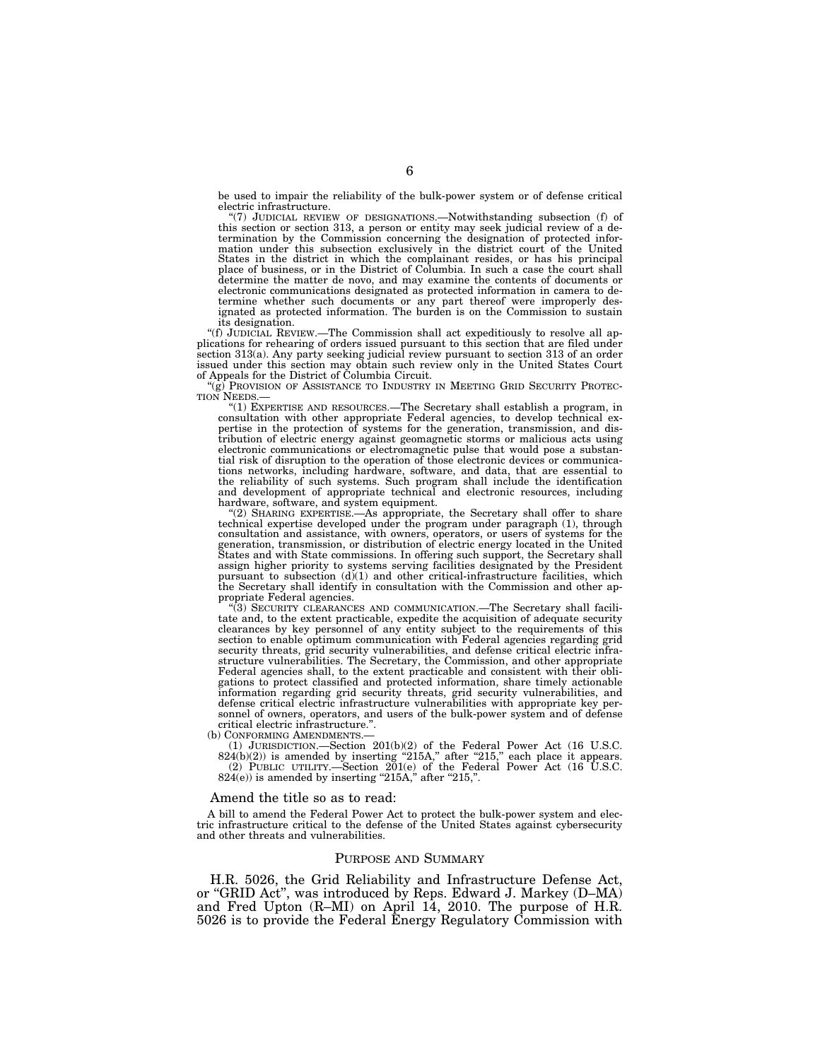be used to impair the reliability of the bulk-power system or of defense critical electric infrastructure.

"(7) JUDICIAL REVIEW OF DESIGNATIONS.—Notwithstanding subsection (f) of this section or section 313, a person or entity may seek judicial review of a determination by the Commission concerning the designation of protected information under this subsection exclusively in the district court of the United States in the district in which the complainant resides, or has his principal place of business, or in the District of Columbia. In such a case the court shall determine the matter de novo, and may examine the contents of documents or electronic communications designated as protected information in camera to determine whether such documents or any part thereof were improperly designated as protected information. The burden is on the Commission to sustain its designation.

"(f) JUDICIAL REVIEW.—The Commission shall act expeditiously to resolve all applications for rehearing of orders issued pursuant to this section that are filed under section 313(a). Any party seeking judicial review pursuant to section 313 of an order issued under this section may obtain such review only in the United States Court of Appeals for the District of Columbia Circuit.

"(g) PROVISION OF ASSISTANCE TO INDUSTRY IN MEETING GRID SECURITY PROTECTION NEEDS.—

"(1) EXPERTISE AND RESOURCES.—The Secretary shall establish a program, in consultation with other appropriate Federal agencies, to develop technical expertise in the protection of systems for the generation, transmission, and distribution of electric energy against geomagnetic storms or malicious acts using electronic communications or electromagnetic pulse that would pose a substantial risk of disruption to the operation of those electronic devices or communications networks, including hardware, software, and data, that are essential to the reliability of such systems. Such program shall include the identification and development of appropriate technical and electronic resources, including hardware, software, and system equipment.

"(2) SHARING EXPERTISE.—As appropriate, the Secretary shall offer to share technical expertise developed under the program under paragraph (1), through consultation and assistance, with owners, operators, or users of systems for the generation, transmission, or distribution of electric energy located in the United States and with State commissions. In offering such support, the Secretary shall assign higher priority to systems serving facilities designated by the President pursuant to subsection (d)(1) and other critical-infrastructure facilities, which the Secretary shall identify in consultation with the Commission and other appropriate Federal agencies.

"(3) SECURITY CLEARANCES AND COMMUNICATION.—The Secretary shall facilitate and, to the extent practicable, expedite the acquisition of adequate security clearances by key personnel of any entity subject to the requirements of this section to enable optimum communication with Federal agencies regarding grid security threats, grid security vulnerabilities, and defense critical electric infrastructure vulnerabilities. The Secretary, the Commission, and other appropriate Federal agencies shall, to the extent practicable and consistent with their obligations to protect classified and protected information, share timely actionable information regarding grid security threats, grid security vulnerabilities, and defense critical electric infrastructure vulnerabilities with appropriate key personnel of owners, operators, and users of the bulk-power system and of defense critical electric infrastructure.".

(b) CONFORMING AMENDMENTS.—

(1) JURISDICTION.—Section 201(b)(2) of the Federal Power Act (16 U.S.C. 824(b)(2)) is amended by inserting "215A," after "215," each place it appears.

(2) PUBLIC UTILITY.—Section 201(e) of the Federal Power Act (16 U.S.C. 824(e)) is amended by inserting "215A," after "215,".

Amend the title so as to read:

A bill to amend the Federal Power Act to protect the bulk-power system and electric infrastructure critical to the defense of the United States against cybersecurity and other threats and vulnerabilities.

## PURPOSE AND SUMMARY

H.R. 5026, the Grid Reliability and Infrastructure Defense Act, or "GRID Act", was introduced by Reps. Edward J. Markey (D–MA) and Fred Upton (R–MI) on April 14, 2010. The purpose of H.R. 5026 is to provide the Federal Energy Regulatory Commission with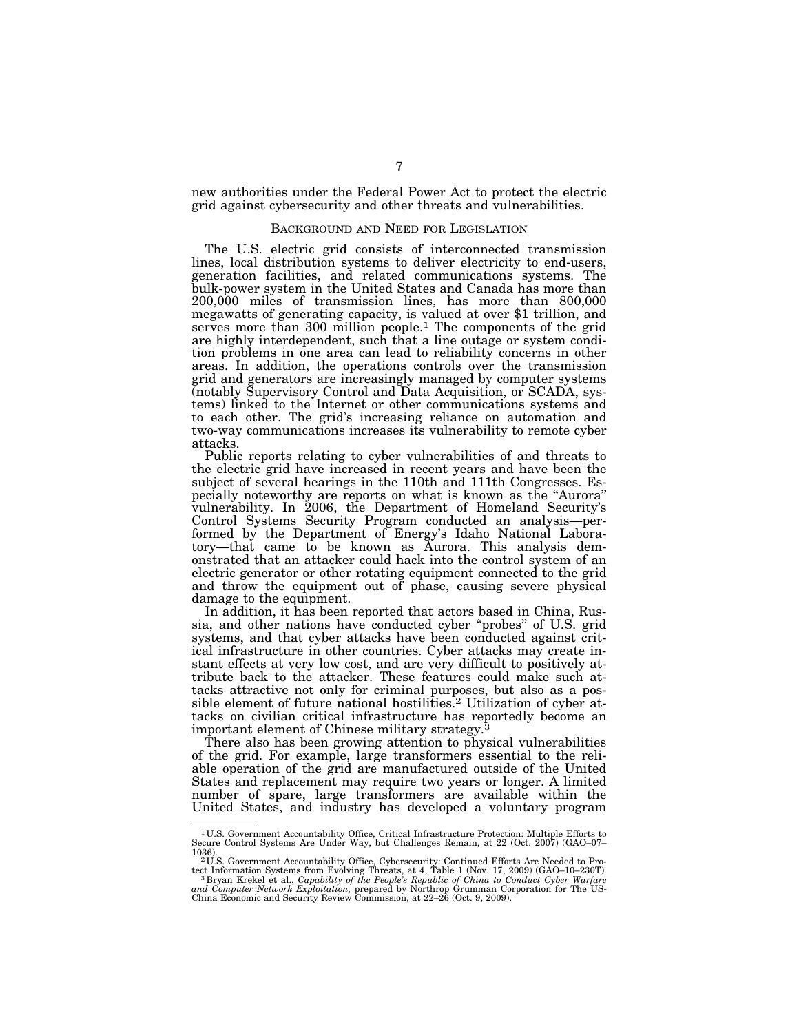new authorities under the Federal Power Act to protect the electric grid against cybersecurity and other threats and vulnerabilities.

## BACKGROUND AND NEED FOR LEGISLATION

The U.S. electric grid consists of interconnected transmission lines, local distribution systems to deliver electricity to end-users, generation facilities, and related communications systems. The bulk-power system in the United States and Canada has more than 200,000 miles of transmission lines, has more than 800,000 megawatts of generating capacity, is valued at over $1 trillion, and serves more than 300 million people.[1] The components of the grid are highly interdependent, such that a line outage or system condition problems in one area can lead to reliability concerns in other areas. In addition, the operations controls over the transmission grid and generators are increasingly managed by computer systems (notably Supervisory Control and Data Acquisition, or SCADA, systems) linked to the Internet or other communications systems and to each other. The grid's increasing reliance on automation and two-way communications increases its vulnerability to remote cyber attacks.

Public reports relating to cyber vulnerabilities of and threats to the electric grid have increased in recent years and have been the subject of several hearings in the 110th and 111th Congresses. Especially noteworthy are reports on what is known as the "Aurora" vulnerability. In 2006, the Department of Homeland Security's Control Systems Security Program conducted an analysis—performed by the Department of Energy's Idaho National Laboratory—that came to be known as Aurora. This analysis demonstrated that an attacker could hack into the control system of an electric generator or other rotating equipment connected to the grid and throw the equipment out of phase, causing severe physical damage to the equipment.

In addition, it has been reported that actors based in China, Russia, and other nations have conducted cyber "probes" of U.S. grid systems, and that cyber attacks have been conducted against critical infrastructure in other countries. Cyber attacks may create instant effects at very low cost, and are very difficult to positively attribute back to the attacker. These features could make such attacks attractive not only for criminal purposes, but also as a possible element of future national hostilities.[2] Utilization of cyber attacks on civilian critical infrastructure has reportedly become an important element of Chinese military strategy.[3]

There also has been growing attention to physical vulnerabilities of the grid. For example, large transformers essential to the reliable operation of the grid are manufactured outside of the United States and replacement may require two years or longer. A limited number of spare, large transformers are available within the United States, and industry has developed a voluntary program

---

[1] U.S. Government Accountability Office, Critical Infrastructure Protection: Multiple Efforts to Secure Control Systems Are Under Way, but Challenges Remain, at 22 (Oct. 2007) (GAO–07–1036).

[2] U.S. Government Accountability Office, Cybersecurity: Continued Efforts Are Needed to Protect Information Systems from Evolving Threats, at 4, Table 1 (Nov. 17, 2009) (GAO–10–230T).

[3] Bryan Krekel et al., *Capability of the People's Republic of China to Conduct Cyber Warfare and Computer Network Exploitation,* prepared by Northrop Grumman Corporation for The US-China Economic and Security Review Commission, at 22–26 (Oct. 9, 2009).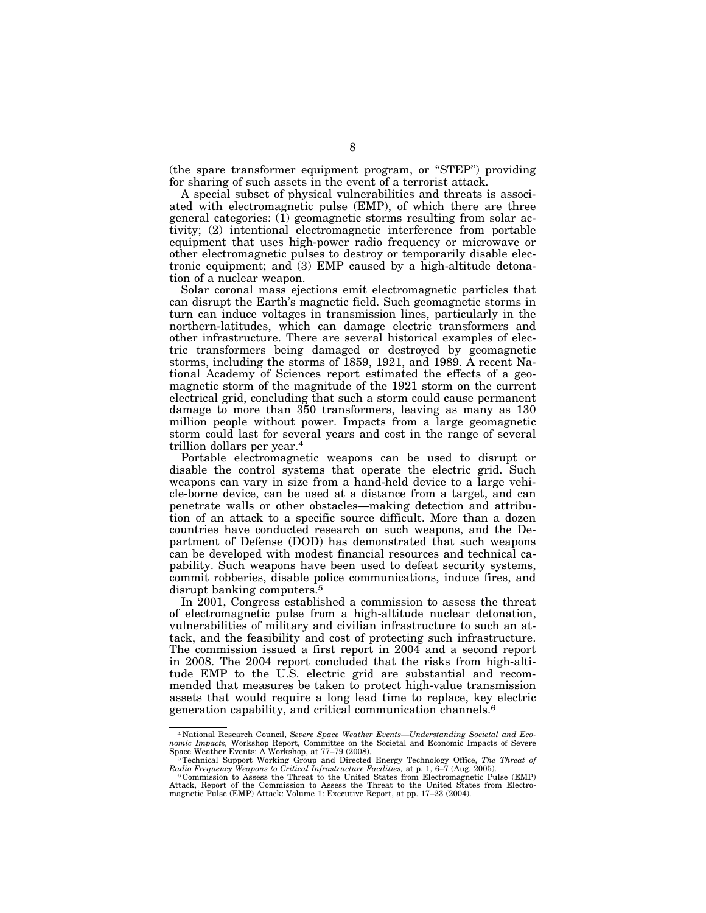(the spare transformer equipment program, or "STEP") providing for sharing of such assets in the event of a terrorist attack.

A special subset of physical vulnerabilities and threats is associated with electromagnetic pulse (EMP), of which there are three general categories: (1) geomagnetic storms resulting from solar activity; (2) intentional electromagnetic interference from portable equipment that uses high-power radio frequency or microwave or other electromagnetic pulses to destroy or temporarily disable electronic equipment; and (3) EMP caused by a high-altitude detonation of a nuclear weapon.

Solar coronal mass ejections emit electromagnetic particles that can disrupt the Earth's magnetic field. Such geomagnetic storms in turn can induce voltages in transmission lines, particularly in the northern-latitudes, which can damage electric transformers and other infrastructure. There are several historical examples of electric transformers being damaged or destroyed by geomagnetic storms, including the storms of 1859, 1921, and 1989. A recent National Academy of Sciences report estimated the effects of a geomagnetic storm of the magnitude of the 1921 storm on the current electrical grid, concluding that such a storm could cause permanent damage to more than 350 transformers, leaving as many as 130 million people without power. Impacts from a large geomagnetic storm could last for several years and cost in the range of several trillion dollars per year.[4]

Portable electromagnetic weapons can be used to disrupt or disable the control systems that operate the electric grid. Such weapons can vary in size from a hand-held device to a large vehicle-borne device, can be used at a distance from a target, and can penetrate walls or other obstacles—making detection and attribution of an attack to a specific source difficult. More than a dozen countries have conducted research on such weapons, and the Department of Defense (DOD) has demonstrated that such weapons can be developed with modest financial resources and technical capability. Such weapons have been used to defeat security systems, commit robberies, disable police communications, induce fires, and disrupt banking computers.[5]

In 2001, Congress established a commission to assess the threat of electromagnetic pulse from a high-altitude nuclear detonation, vulnerabilities of military and civilian infrastructure to such an attack, and the feasibility and cost of protecting such infrastructure. The commission issued a first report in 2004 and a second report in 2008. The 2004 report concluded that the risks from high-altitude EMP to the U.S. electric grid are substantial and recommended that measures be taken to protect high-value transmission assets that would require a long lead time to replace, key electric generation capability, and critical communication channels.[6]

---

[4] National Research Council, *Severe Space Weather Events—Understanding Societal and Economic Impacts,* Workshop Report, Committee on the Societal and Economic Impacts of Severe Space Weather Events: A Workshop, at 77–79 (2008).

[5] Technical Support Working Group and Directed Energy Technology Office, *The Threat of Radio Frequency Weapons to Critical Infrastructure Facilities,* at p. 1, 6–7 (Aug. 2005).

[6] Commission to Assess the Threat to the United States from Electromagnetic Pulse (EMP) Attack, Report of the Commission to Assess the Threat to the United States from Electromagnetic Pulse (EMP) Attack: Volume 1: Executive Report, at pp. 17–23 (2004).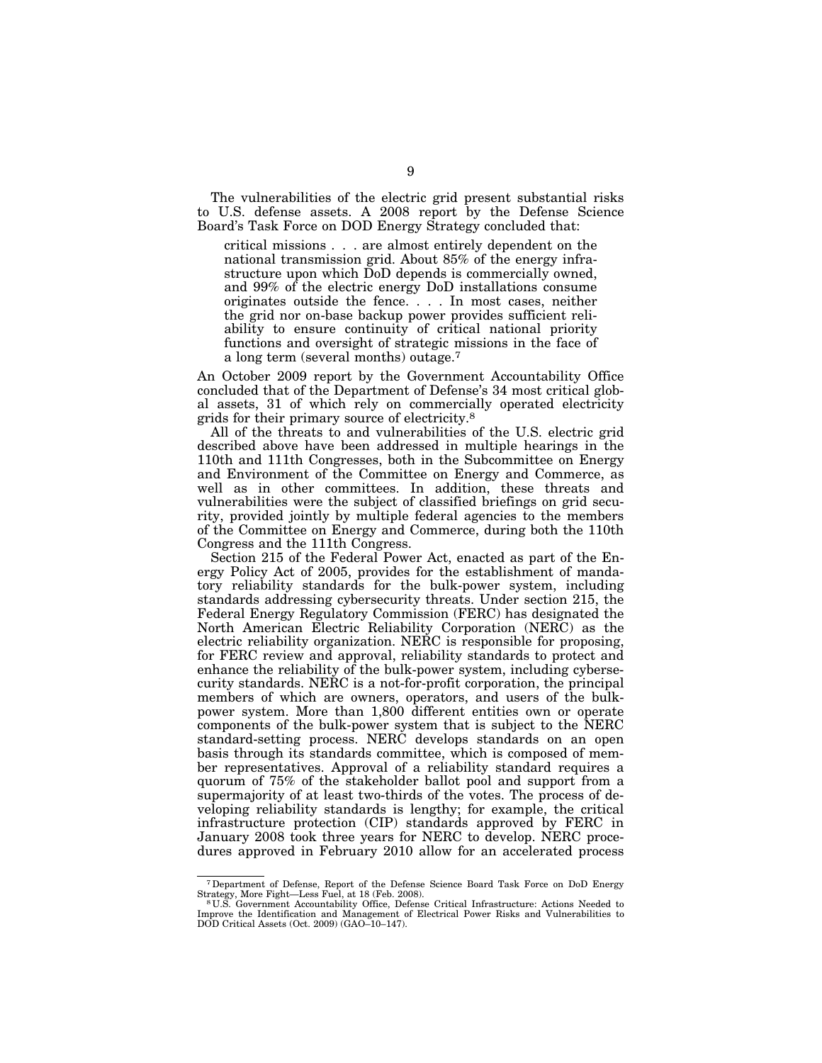The vulnerabilities of the electric grid present substantial risks to U.S. defense assets. A 2008 report by the Defense Science Board's Task Force on DOD Energy Strategy concluded that:

> critical missions . . . are almost entirely dependent on the national transmission grid. About 85% of the energy infrastructure upon which DoD depends is commercially owned, and 99% of the electric energy DoD installations consume originates outside the fence. . . . In most cases, neither the grid nor on-base backup power provides sufficient reliability to ensure continuity of critical national priority functions and oversight of strategic missions in the face of a long term (several months) outage.[7]

An October 2009 report by the Government Accountability Office concluded that of the Department of Defense's 34 most critical global assets, 31 of which rely on commercially operated electricity grids for their primary source of electricity.[8]

All of the threats to and vulnerabilities of the U.S. electric grid described above have been addressed in multiple hearings in the 110th and 111th Congresses, both in the Subcommittee on Energy and Environment of the Committee on Energy and Commerce, as well as in other committees. In addition, these threats and vulnerabilities were the subject of classified briefings on grid security, provided jointly by multiple federal agencies to the members of the Committee on Energy and Commerce, during both the 110th Congress and the 111th Congress.

Section 215 of the Federal Power Act, enacted as part of the Energy Policy Act of 2005, provides for the establishment of mandatory reliability standards for the bulk-power system, including standards addressing cybersecurity threats. Under section 215, the Federal Energy Regulatory Commission (FERC) has designated the North American Electric Reliability Corporation (NERC) as the electric reliability organization. NERC is responsible for proposing, for FERC review and approval, reliability standards to protect and enhance the reliability of the bulk-power system, including cybersecurity standards. NERC is a not-for-profit corporation, the principal members of which are owners, operators, and users of the bulk-power system. More than 1,800 different entities own or operate components of the bulk-power system that is subject to the NERC standard-setting process. NERC develops standards on an open basis through its standards committee, which is composed of member representatives. Approval of a reliability standard requires a quorum of 75% of the stakeholder ballot pool and support from a supermajority of at least two-thirds of the votes. The process of developing reliability standards is lengthy; for example, the critical infrastructure protection (CIP) standards approved by FERC in January 2008 took three years for NERC to develop. NERC procedures approved in February 2010 allow for an accelerated process

---

[7] Department of Defense, Report of the Defense Science Board Task Force on DoD Energy Strategy, More Fight—Less Fuel, at 18 (Feb. 2008).

[8] U.S. Government Accountability Office, Defense Critical Infrastructure: Actions Needed to Improve the Identification and Management of Electrical Power Risks and Vulnerabilities to DOD Critical Assets (Oct. 2009) (GAO–10–147).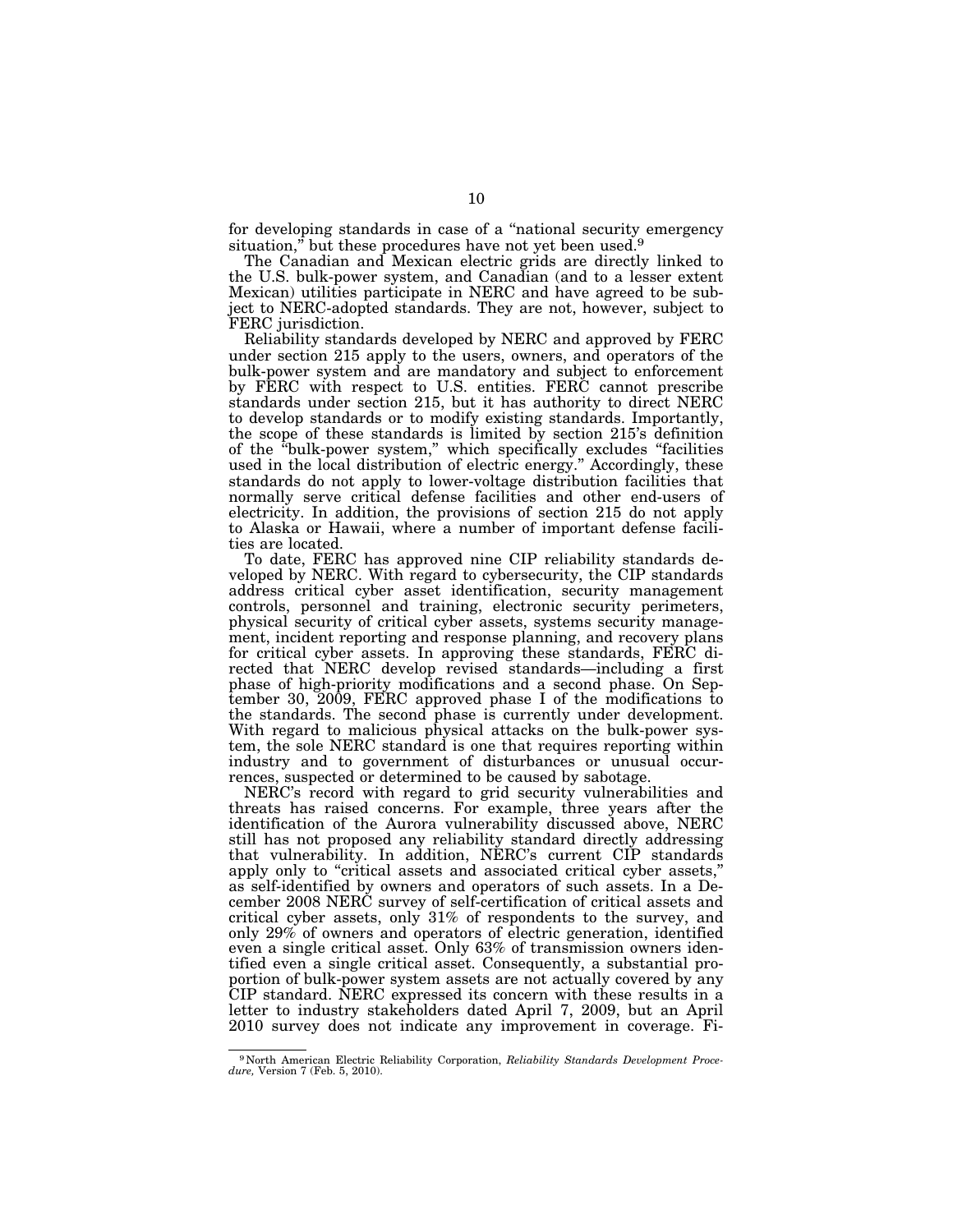for developing standards in case of a "national security emergency situation," but these procedures have not yet been used.[9]

The Canadian and Mexican electric grids are directly linked to the U.S. bulk-power system, and Canadian (and to a lesser extent Mexican) utilities participate in NERC and have agreed to be subject to NERC-adopted standards. They are not, however, subject to FERC jurisdiction.

Reliability standards developed by NERC and approved by FERC under section 215 apply to the users, owners, and operators of the bulk-power system and are mandatory and subject to enforcement by FERC with respect to U.S. entities. FERC cannot prescribe standards under section 215, but it has authority to direct NERC to develop standards or to modify existing standards. Importantly, the scope of these standards is limited by section 215's definition of the "bulk-power system," which specifically excludes "facilities used in the local distribution of electric energy." Accordingly, these standards do not apply to lower-voltage distribution facilities that normally serve critical defense facilities and other end-users of electricity. In addition, the provisions of section 215 do not apply to Alaska or Hawaii, where a number of important defense facilities are located.

To date, FERC has approved nine CIP reliability standards developed by NERC. With regard to cybersecurity, the CIP standards address critical cyber asset identification, security management controls, personnel and training, electronic security perimeters, physical security of critical cyber assets, systems security management, incident reporting and response planning, and recovery plans for critical cyber assets. In approving these standards, FERC directed that NERC develop revised standards—including a first phase of high-priority modifications and a second phase. On September 30, 2009, FERC approved phase I of the modifications to the standards. The second phase is currently under development. With regard to malicious physical attacks on the bulk-power system, the sole NERC standard is one that requires reporting within industry and to government of disturbances or unusual occurrences, suspected or determined to be caused by sabotage.

NERC's record with regard to grid security vulnerabilities and threats has raised concerns. For example, three years after the identification of the Aurora vulnerability discussed above, NERC still has not proposed any reliability standard directly addressing that vulnerability. In addition, NERC's current CIP standards apply only to "critical assets and associated critical cyber assets," as self-identified by owners and operators of such assets. In a December 2008 NERC survey of self-certification of critical assets and critical cyber assets, only 31% of respondents to the survey, and only 29% of owners and operators of electric generation, identified even a single critical asset. Only 63% of transmission owners identified even a single critical asset. Consequently, a substantial proportion of bulk-power system assets are not actually covered by any CIP standard. NERC expressed its concern with these results in a letter to industry stakeholders dated April 7, 2009, but an April 2010 survey does not indicate any improvement in coverage. Fi-

[9] North American Electric Reliability Corporation, *Reliability Standards Development Procedure,* Version 7 (Feb. 5, 2010).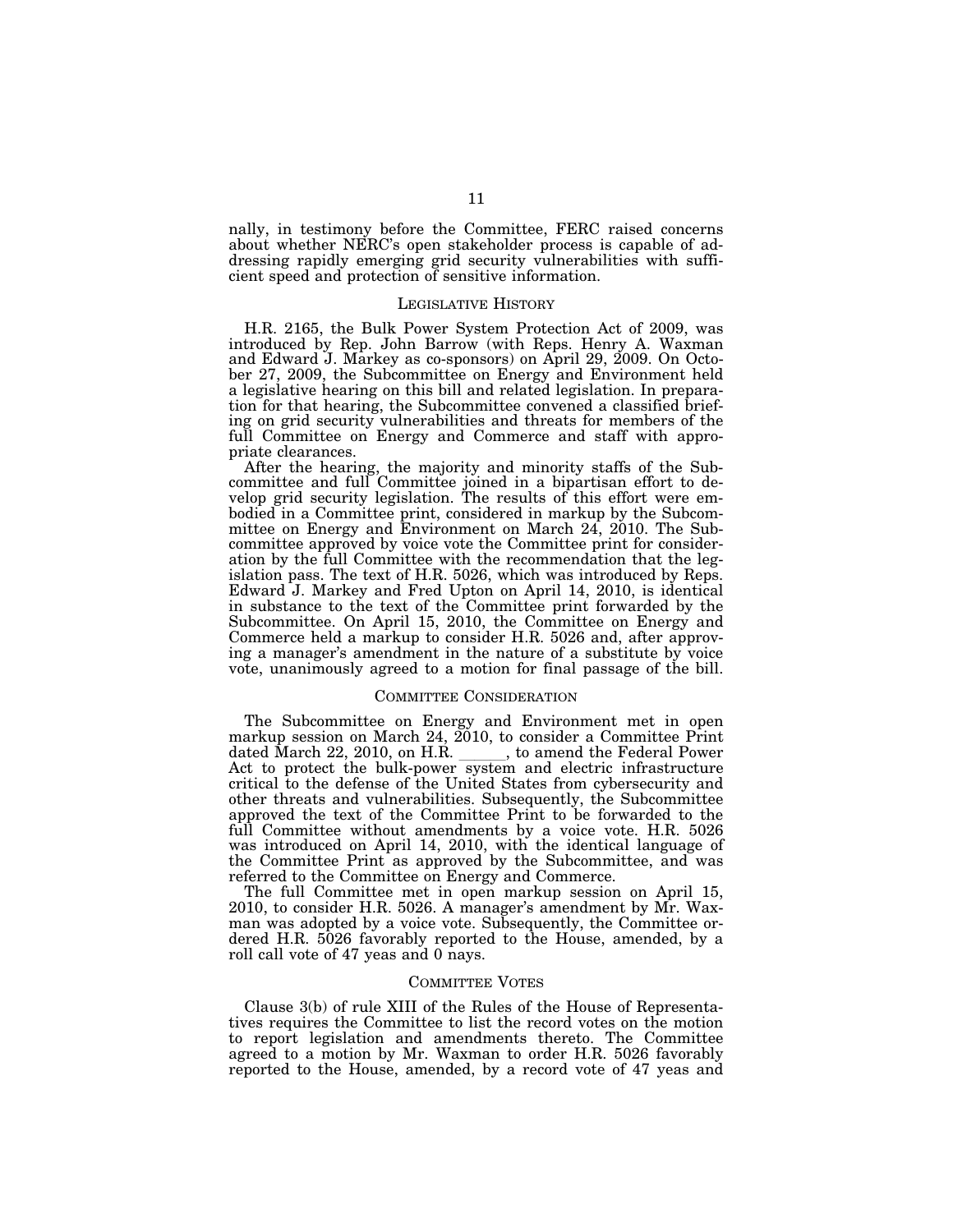nally, in testimony before the Committee, FERC raised concerns about whether NERC's open stakeholder process is capable of addressing rapidly emerging grid security vulnerabilities with sufficient speed and protection of sensitive information.

## LEGISLATIVE HISTORY

H.R. 2165, the Bulk Power System Protection Act of 2009, was introduced by Rep. John Barrow (with Reps. Henry A. Waxman and Edward J. Markey as co-sponsors) on April 29, 2009. On October 27, 2009, the Subcommittee on Energy and Environment held a legislative hearing on this bill and related legislation. In preparation for that hearing, the Subcommittee convened a classified briefing on grid security vulnerabilities and threats for members of the full Committee on Energy and Commerce and staff with appropriate clearances.

After the hearing, the majority and minority staffs of the Subcommittee and full Committee joined in a bipartisan effort to develop grid security legislation. The results of this effort were embodied in a Committee print, considered in markup by the Subcommittee on Energy and Environment on March 24, 2010. The Subcommittee approved by voice vote the Committee print for consideration by the full Committee with the recommendation that the legislation pass. The text of H.R. 5026, which was introduced by Reps. Edward J. Markey and Fred Upton on April 14, 2010, is identical in substance to the text of the Committee print forwarded by the Subcommittee. On April 15, 2010, the Committee on Energy and Commerce held a markup to consider H.R. 5026 and, after approving a manager's amendment in the nature of a substitute by voice vote, unanimously agreed to a motion for final passage of the bill.

## COMMITTEE CONSIDERATION

The Subcommittee on Energy and Environment met in open markup session on March 24, 2010, to consider a Committee Print dated March 22, 2010, on H.R. \_\_\_\_\_\_, to amend the Federal Power Act to protect the bulk-power system and electric infrastructure critical to the defense of the United States from cybersecurity and other threats and vulnerabilities. Subsequently, the Subcommittee approved the text of the Committee Print to be forwarded to the full Committee without amendments by a voice vote. H.R. 5026 was introduced on April 14, 2010, with the identical language of the Committee Print as approved by the Subcommittee, and was referred to the Committee on Energy and Commerce.

The full Committee met in open markup session on April 15, 2010, to consider H.R. 5026. A manager's amendment by Mr. Waxman was adopted by a voice vote. Subsequently, the Committee ordered H.R. 5026 favorably reported to the House, amended, by a roll call vote of 47 yeas and 0 nays.

## COMMITTEE VOTES

Clause 3(b) of rule XIII of the Rules of the House of Representatives requires the Committee to list the record votes on the motion to report legislation and amendments thereto. The Committee agreed to a motion by Mr. Waxman to order H.R. 5026 favorably reported to the House, amended, by a record vote of 47 yeas and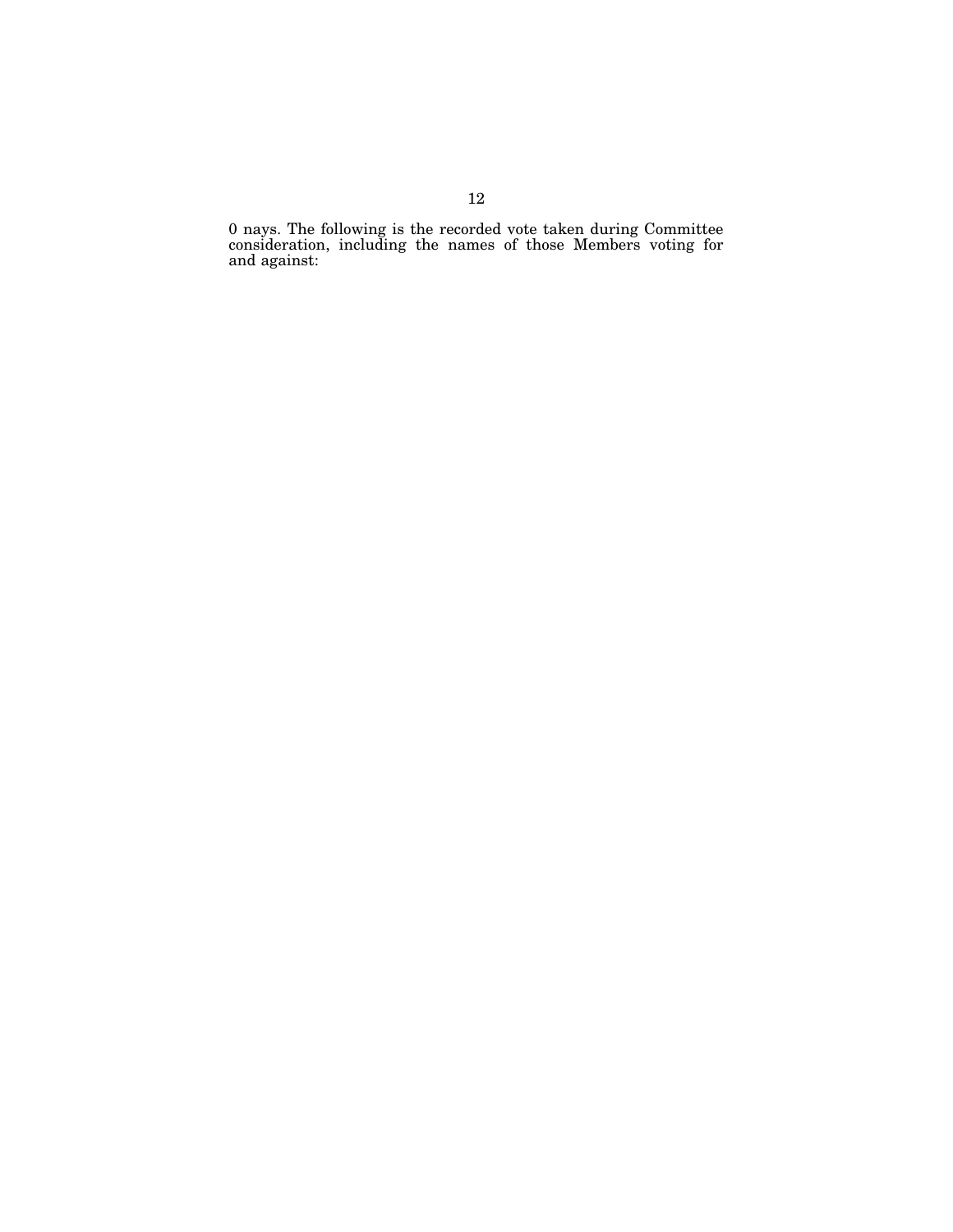0 nays. The following is the recorded vote taken during Committee consideration, including the names of those Members voting for and against: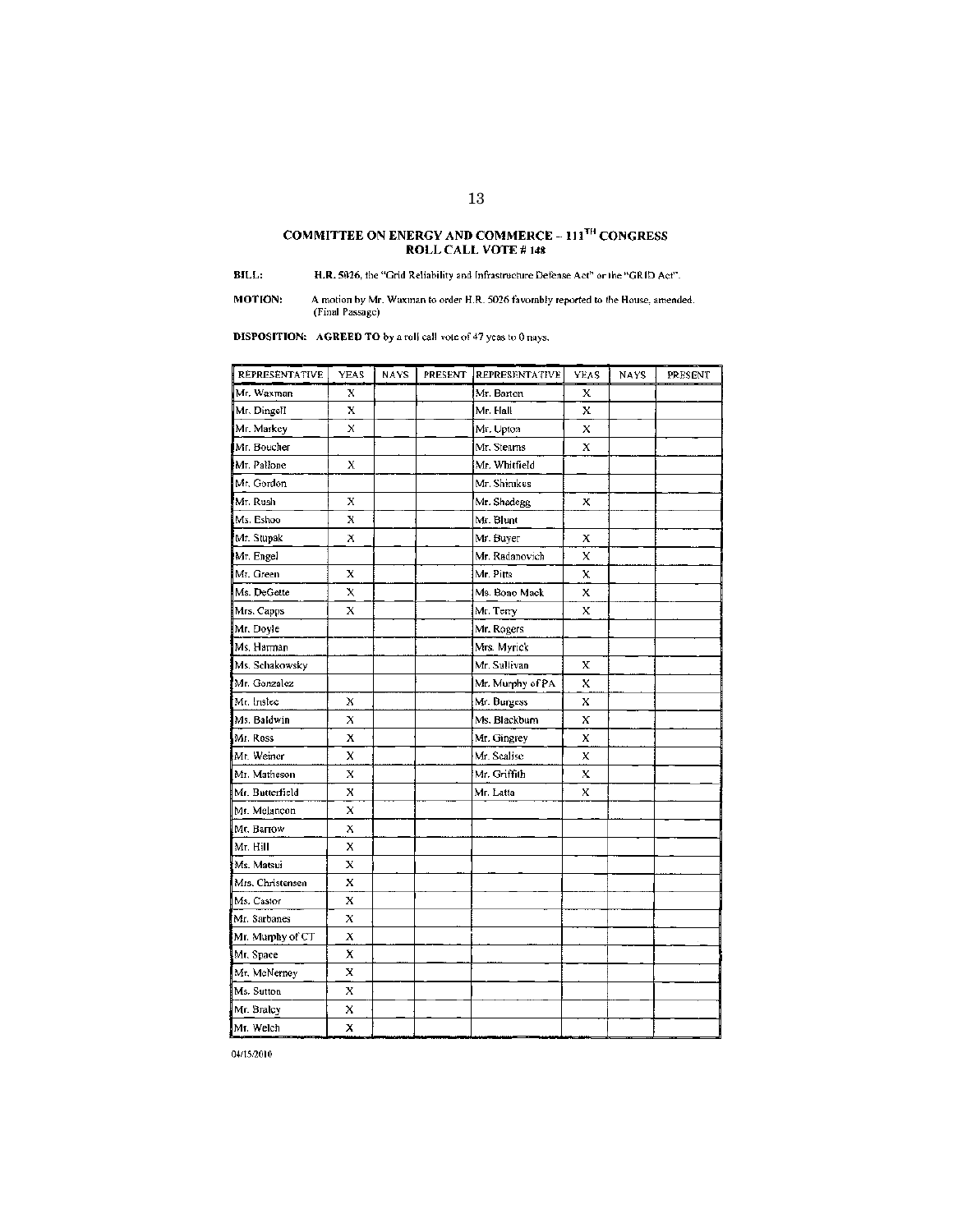## COMMITTEE ON ENERGY AND COMMERCE – 111TH CONGRESS
## ROLL CALL VOTE # 148

**BILL:** H.R. 5026, the "Grid Reliability and Infrastructure Defense Act" or the "GRID Act".

**MOTION:** A motion by Mr. Waxman to order H.R. 5026 favorably reported to the House, amended. (Final Passage)

**DISPOSITION: AGREED TO** by a roll call vote of 47 yeas to 0 nays.

| REPRESENTATIVE | YEAS | NAYS | PRESENT | REPRESENTATIVE | YEAS | NAYS | PRESENT |
|---|---|---|---|---|---|---|---|
| Mr. Waxman | X | | | Mr. Barton | X | | |
| Mr. Dingell | X | | | Mr. Hall | X | | |
| Mr. Markey | X | | | Mr. Upton | X | | |
| Mr. Boucher | | | | Mr. Stearns | X | | |
| Mr. Pallone | X | | | Mr. Whitfield | | | |
| Mr. Gordon | | | | Mr. Shimkus | | | |
| Mr. Rush | X | | | Mr. Shadegg | X | | |
| Ms. Eshoo | X | | | Mr. Blunt | | | |
| Mr. Stupak | X | | | Mr. Buyer | X | | |
| Mr. Engel | | | | Mr. Radanovich | X | | |
| Mr. Green | X | | | Mr. Pitts | X | | |
| Ms. DeGette | X | | | Ms. Bono Mack | X | | |
| Mrs. Capps | X | | | Mr. Terry | X | | |
| Mr. Doyle | | | | Mr. Rogers | | | |
| Ms. Harman | | | | Mrs. Myrick | | | |
| Ms. Schakowsky | | | | Mr. Sullivan | X | | |
| Mr. Gonzalez | | | | Mr. Murphy of PA | X | | |
| Mr. Inslee | X | | | Mr. Burgess | X | | |
| Ms. Baldwin | X | | | Ms. Blackburn | X | | |
| Mr. Ross | X | | | Mr. Gingrey | X | | |
| Mr. Weiner | X | | | Mr. Scalise | X | | |
| Mr. Matheson | X | | | Mr. Griffith | X | | |
| Mr. Butterfield | X | | | Mr. Latta | X | | |
| Mr. Melancon | X | | | | | | |
| Mr. Barrow | X | | | | | | |
| Mr. Hill | X | | | | | | |
| Ms. Matsui | X | | | | | | |
| Mrs. Christensen | X | | | | | | |
| Ms. Castor | X | | | | | | |
| Mr. Sarbanes | X | | | | | | |
| Mr. Murphy of CT | X | | | | | | |
| Mr. Space | X | | | | | | |
| Mr. McNerney | X | | | | | | |
| Ms. Sutton | X | | | | | | |
| Mr. Braley | X | | | | | | |
| Mr. Welch | X | | | | | | |

04/15/2010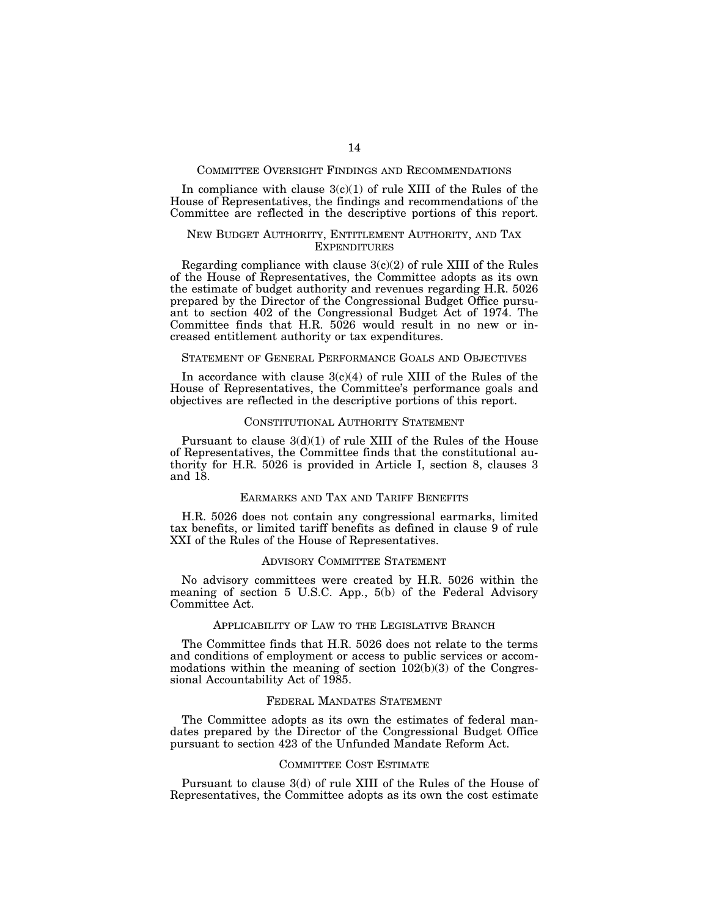## Committee Oversight Findings and Recommendations

In compliance with clause 3(c)(1) of rule XIII of the Rules of the House of Representatives, the findings and recommendations of the Committee are reflected in the descriptive portions of this report.

## New Budget Authority, Entitlement Authority, and Tax Expenditures

Regarding compliance with clause 3(c)(2) of rule XIII of the Rules of the House of Representatives, the Committee adopts as its own the estimate of budget authority and revenues regarding H.R. 5026 prepared by the Director of the Congressional Budget Office pursuant to section 402 of the Congressional Budget Act of 1974. The Committee finds that H.R. 5026 would result in no new or increased entitlement authority or tax expenditures.

## Statement of General Performance Goals and Objectives

In accordance with clause 3(c)(4) of rule XIII of the Rules of the House of Representatives, the Committee's performance goals and objectives are reflected in the descriptive portions of this report.

## Constitutional Authority Statement

Pursuant to clause 3(d)(1) of rule XIII of the Rules of the House of Representatives, the Committee finds that the constitutional authority for H.R. 5026 is provided in Article I, section 8, clauses 3 and 18.

## Earmarks and Tax and Tariff Benefits

H.R. 5026 does not contain any congressional earmarks, limited tax benefits, or limited tariff benefits as defined in clause 9 of rule XXI of the Rules of the House of Representatives.

## Advisory Committee Statement

No advisory committees were created by H.R. 5026 within the meaning of section 5 U.S.C. App., 5(b) of the Federal Advisory Committee Act.

## Applicability of Law to the Legislative Branch

The Committee finds that H.R. 5026 does not relate to the terms and conditions of employment or access to public services or accommodations within the meaning of section 102(b)(3) of the Congressional Accountability Act of 1985.

## Federal Mandates Statement

The Committee adopts as its own the estimates of federal mandates prepared by the Director of the Congressional Budget Office pursuant to section 423 of the Unfunded Mandate Reform Act.

## Committee Cost Estimate

Pursuant to clause 3(d) of rule XIII of the Rules of the House of Representatives, the Committee adopts as its own the cost estimate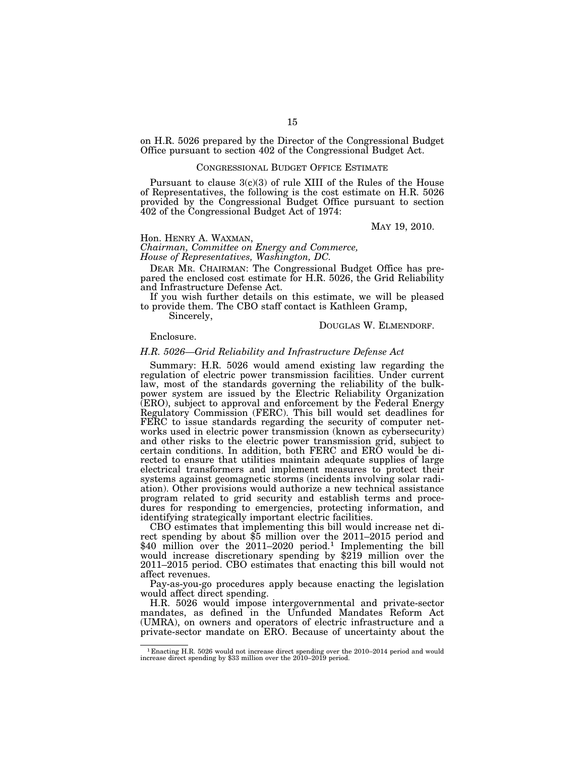on H.R. 5026 prepared by the Director of the Congressional Budget Office pursuant to section 402 of the Congressional Budget Act.

CONGRESSIONAL BUDGET OFFICE ESTIMATE

Pursuant to clause 3(c)(3) of rule XIII of the Rules of the House of Representatives, the following is the cost estimate on H.R. 5026 provided by the Congressional Budget Office pursuant to section 402 of the Congressional Budget Act of 1974:

MAY 19, 2010.

Hon. HENRY A. WAXMAN,
*Chairman, Committee on Energy and Commerce,*
*House of Representatives, Washington, DC.*

DEAR MR. CHAIRMAN: The Congressional Budget Office has prepared the enclosed cost estimate for H.R. 5026, the Grid Reliability and Infrastructure Defense Act.

If you wish further details on this estimate, we will be pleased to provide them. The CBO staff contact is Kathleen Gramp,

Sincerely,

DOUGLAS W. ELMENDORF.

Enclosure.

*H.R. 5026—Grid Reliability and Infrastructure Defense Act*

Summary: H.R. 5026 would amend existing law regarding the regulation of electric power transmission facilities. Under current law, most of the standards governing the reliability of the bulk-power system are issued by the Electric Reliability Organization (ERO), subject to approval and enforcement by the Federal Energy Regulatory Commission (FERC). This bill would set deadlines for FERC to issue standards regarding the security of computer networks used in electric power transmission (known as cybersecurity) and other risks to the electric power transmission grid, subject to certain conditions. In addition, both FERC and ERO would be directed to ensure that utilities maintain adequate supplies of large electrical transformers and implement measures to protect their systems against geomagnetic storms (incidents involving solar radiation). Other provisions would authorize a new technical assistance program related to grid security and establish terms and procedures for responding to emergencies, protecting information, and identifying strategically important electric facilities.

CBO estimates that implementing this bill would increase net direct spending by about $5 million over the 2011–2015 period and $40 million over the 2011–2020 period.[1] Implementing the bill would increase discretionary spending by $219 million over the 2011–2015 period. CBO estimates that enacting this bill would not affect revenues.

Pay-as-you-go procedures apply because enacting the legislation would affect direct spending.

H.R. 5026 would impose intergovernmental and private-sector mandates, as defined in the Unfunded Mandates Reform Act (UMRA), on owners and operators of electric infrastructure and a private-sector mandate on ERO. Because of uncertainty about the

[1] Enacting H.R. 5026 would not increase direct spending over the 2010–2014 period and would increase direct spending by $33 million over the 2010–2019 period.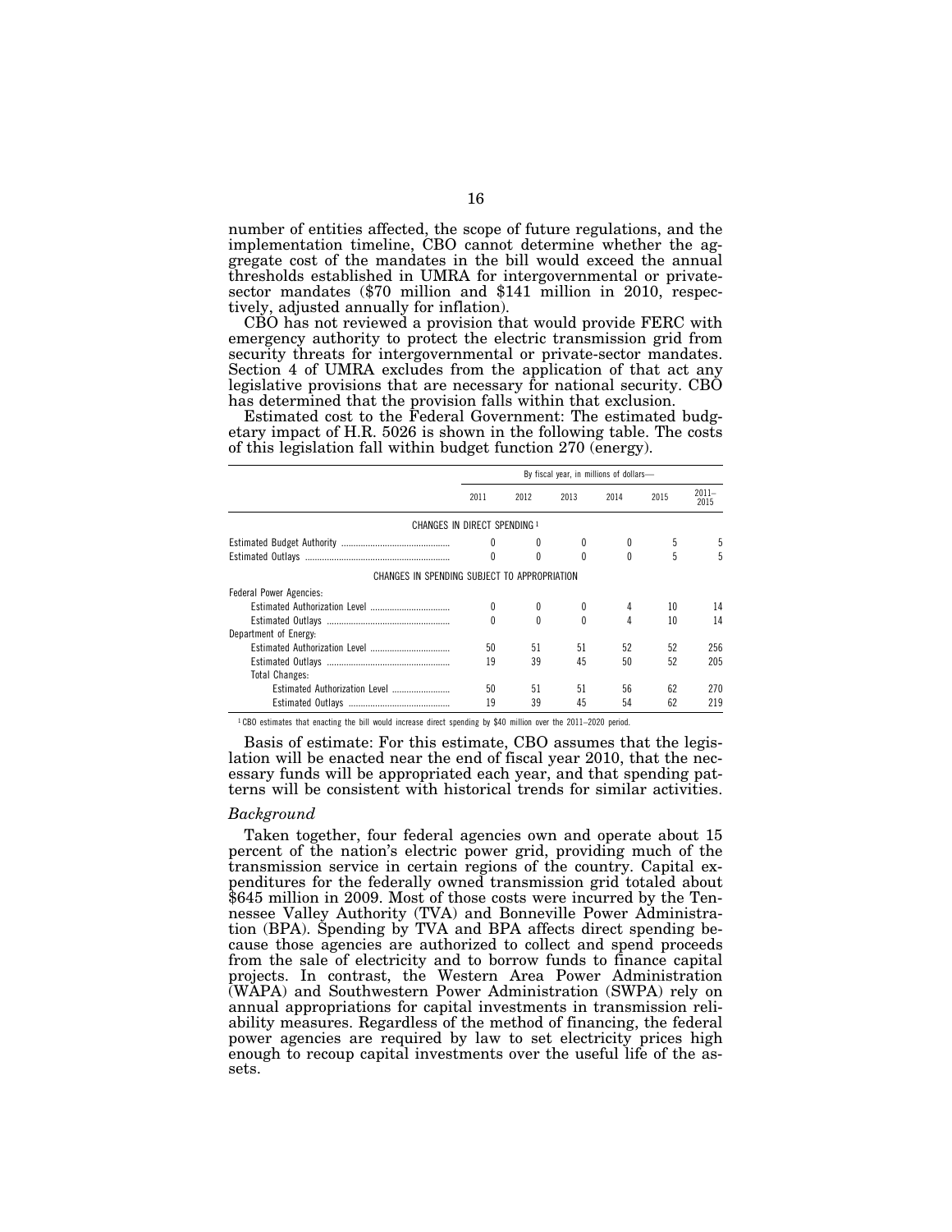number of entities affected, the scope of future regulations, and the implementation timeline, CBO cannot determine whether the aggregate cost of the mandates in the bill would exceed the annual thresholds established in UMRA for intergovernmental or private-sector mandates ($70 million and $141 million in 2010, respectively, adjusted annually for inflation).

CBO has not reviewed a provision that would provide FERC with emergency authority to protect the electric transmission grid from security threats for intergovernmental or private-sector mandates. Section 4 of UMRA excludes from the application of that act any legislative provisions that are necessary for national security. CBO has determined that the provision falls within that exclusion.

Estimated cost to the Federal Government: The estimated budgetary impact of H.R. 5026 is shown in the following table. The costs of this legislation fall within budget function 270 (energy).

| | By fiscal year, in millions of dollars— | | | | | |
|---|---|---|---|---|---|---|
| | 2011 | 2012 | 2013 | 2014 | 2015 | 2011–2015 |
| CHANGES IN DIRECT SPENDING [1] | | | | | | |
| Estimated Budget Authority | 0 | 0 | 0 | 0 | 5 | 5 |
| Estimated Outlays | 0 | 0 | 0 | 0 | 5 | 5 |
| CHANGES IN SPENDING SUBJECT TO APPROPRIATION | | | | | | |
| Federal Power Agencies: | | | | | | |
| Estimated Authorization Level | 0 | 0 | 0 | 4 | 10 | 14 |
| Estimated Outlays | 0 | 0 | 0 | 4 | 10 | 14 |
| Department of Energy: | | | | | | |
| Estimated Authorization Level | 50 | 51 | 51 | 52 | 52 | 256 |
| Estimated Outlays | 19 | 39 | 45 | 50 | 52 | 205 |
| Total Changes: | | | | | | |
| Estimated Authorization Level | 50 | 51 | 51 | 56 | 62 | 270 |
| Estimated Outlays | 19 | 39 | 45 | 54 | 62 | 219 |

[1] CBO estimates that enacting the bill would increase direct spending by $40 million over the 2011–2020 period.

Basis of estimate: For this estimate, CBO assumes that the legislation will be enacted near the end of fiscal year 2010, that the necessary funds will be appropriated each year, and that spending patterns will be consistent with historical trends for similar activities.

### *Background*

Taken together, four federal agencies own and operate about 15 percent of the nation's electric power grid, providing much of the transmission service in certain regions of the country. Capital expenditures for the federally owned transmission grid totaled about $645 million in 2009. Most of those costs were incurred by the Tennessee Valley Authority (TVA) and Bonneville Power Administration (BPA). Spending by TVA and BPA affects direct spending because those agencies are authorized to collect and spend proceeds from the sale of electricity and to borrow funds to finance capital projects. In contrast, the Western Area Power Administration (WAPA) and Southwestern Power Administration (SWPA) rely on annual appropriations for capital investments in transmission reliability measures. Regardless of the method of financing, the federal power agencies are required by law to set electricity prices high enough to recoup capital investments over the useful life of the assets.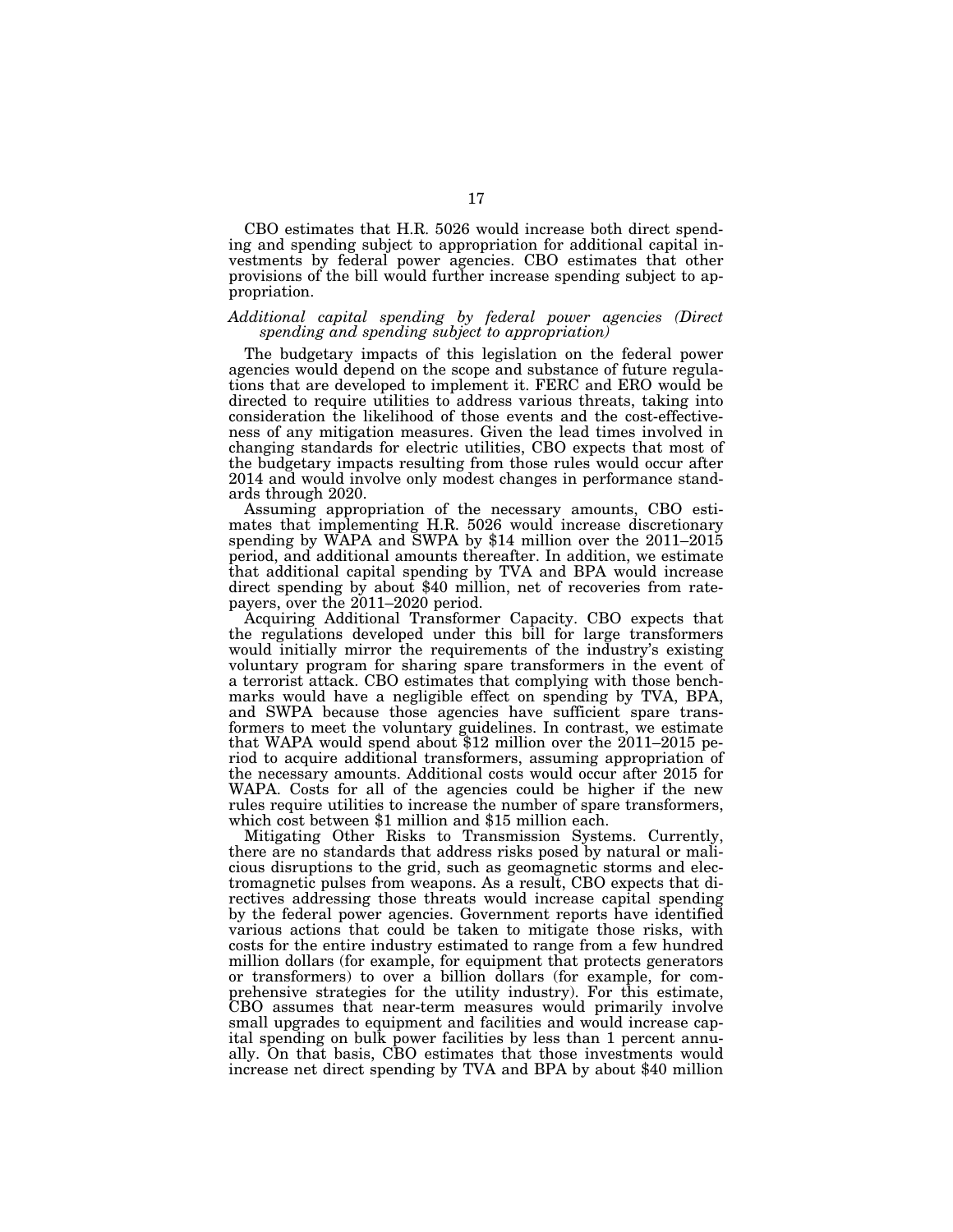CBO estimates that H.R. 5026 would increase both direct spending and spending subject to appropriation for additional capital investments by federal power agencies. CBO estimates that other provisions of the bill would further increase spending subject to appropriation.

*Additional capital spending by federal power agencies (Direct spending and spending subject to appropriation)*

The budgetary impacts of this legislation on the federal power agencies would depend on the scope and substance of future regulations that are developed to implement it. FERC and ERO would be directed to require utilities to address various threats, taking into consideration the likelihood of those events and the cost-effectiveness of any mitigation measures. Given the lead times involved in changing standards for electric utilities, CBO expects that most of the budgetary impacts resulting from those rules would occur after 2014 and would involve only modest changes in performance standards through 2020.

Assuming appropriation of the necessary amounts, CBO estimates that implementing H.R. 5026 would increase discretionary spending by WAPA and SWPA by $14 million over the 2011–2015 period, and additional amounts thereafter. In addition, we estimate that additional capital spending by TVA and BPA would increase direct spending by about $40 million, net of recoveries from ratepayers, over the 2011–2020 period.

Acquiring Additional Transformer Capacity. CBO expects that the regulations developed under this bill for large transformers would initially mirror the requirements of the industry's existing voluntary program for sharing spare transformers in the event of a terrorist attack. CBO estimates that complying with those benchmarks would have a negligible effect on spending by TVA, BPA, and SWPA because those agencies have sufficient spare transformers to meet the voluntary guidelines. In contrast, we estimate that WAPA would spend about $12 million over the 2011–2015 period to acquire additional transformers, assuming appropriation of the necessary amounts. Additional costs would occur after 2015 for WAPA. Costs for all of the agencies could be higher if the new rules require utilities to increase the number of spare transformers, which cost between $1 million and $15 million each.

Mitigating Other Risks to Transmission Systems. Currently, there are no standards that address risks posed by natural or malicious disruptions to the grid, such as geomagnetic storms and electromagnetic pulses from weapons. As a result, CBO expects that directives addressing those threats would increase capital spending by the federal power agencies. Government reports have identified various actions that could be taken to mitigate those risks, with costs for the entire industry estimated to range from a few hundred million dollars (for example, for equipment that protects generators or transformers) to over a billion dollars (for example, for comprehensive strategies for the utility industry). For this estimate, CBO assumes that near-term measures would primarily involve small upgrades to equipment and facilities and would increase capital spending on bulk power facilities by less than 1 percent annually. On that basis, CBO estimates that those investments would increase net direct spending by TVA and BPA by about $40 million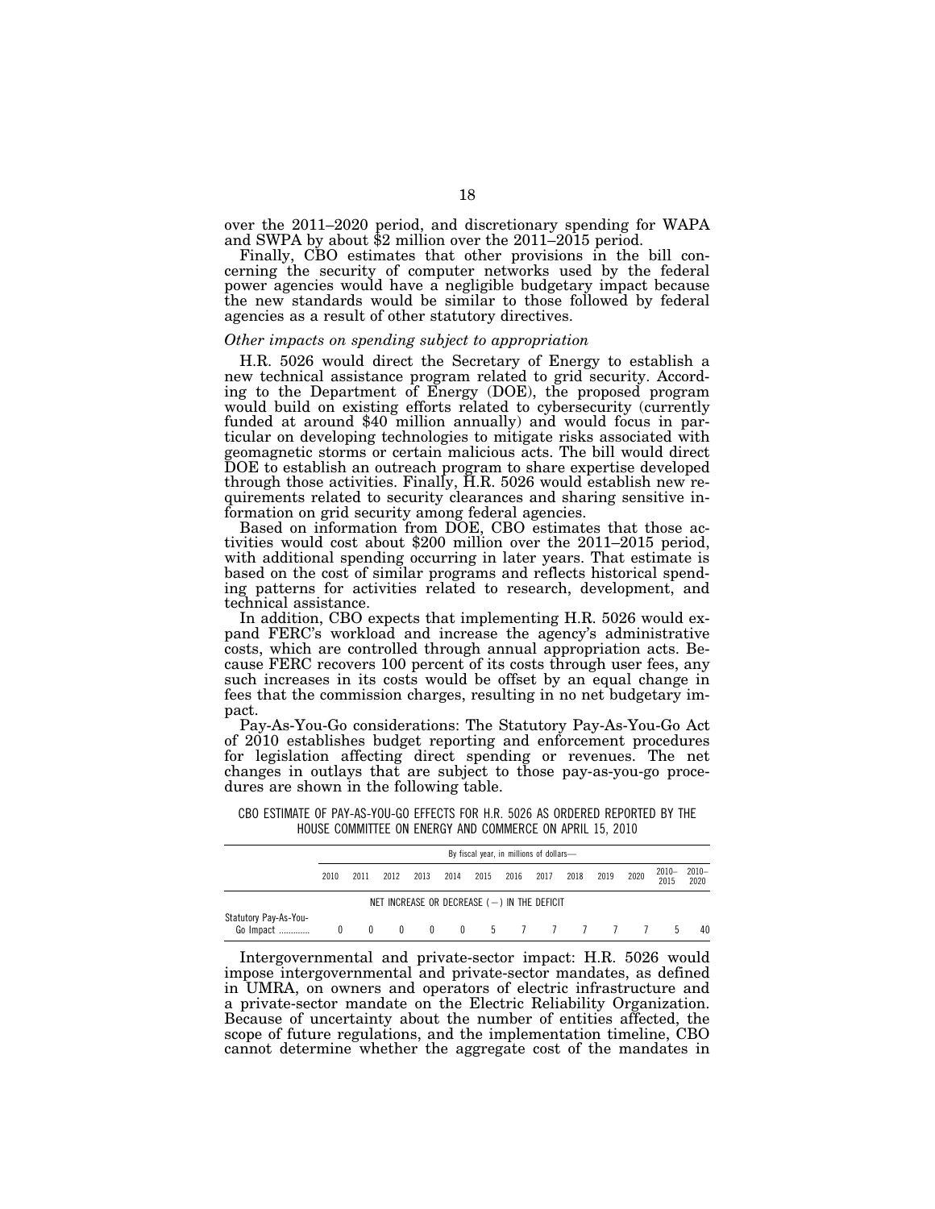over the 2011–2020 period, and discretionary spending for WAPA and SWPA by about $2 million over the 2011–2015 period.

Finally, CBO estimates that other provisions in the bill concerning the security of computer networks used by the federal power agencies would have a negligible budgetary impact because the new standards would be similar to those followed by federal agencies as a result of other statutory directives.

*Other impacts on spending subject to appropriation*

H.R. 5026 would direct the Secretary of Energy to establish a new technical assistance program related to grid security. According to the Department of Energy (DOE), the proposed program would build on existing efforts related to cybersecurity (currently funded at around $40 million annually) and would focus in particular on developing technologies to mitigate risks associated with geomagnetic storms or certain malicious acts. The bill would direct DOE to establish an outreach program to share expertise developed through those activities. Finally, H.R. 5026 would establish new requirements related to security clearances and sharing sensitive information on grid security among federal agencies.

Based on information from DOE, CBO estimates that those activities would cost about $200 million over the 2011–2015 period, with additional spending occurring in later years. That estimate is based on the cost of similar programs and reflects historical spending patterns for activities related to research, development, and technical assistance.

In addition, CBO expects that implementing H.R. 5026 would expand FERC's workload and increase the agency's administrative costs, which are controlled through annual appropriation acts. Because FERC recovers 100 percent of its costs through user fees, any such increases in its costs would be offset by an equal change in fees that the commission charges, resulting in no net budgetary impact.

Pay-As-You-Go considerations: The Statutory Pay-As-You-Go Act of 2010 establishes budget reporting and enforcement procedures for legislation affecting direct spending or revenues. The net changes in outlays that are subject to those pay-as-you-go procedures are shown in the following table.

CBO ESTIMATE OF PAY-AS-YOU-GO EFFECTS FOR H.R. 5026 AS ORDERED REPORTED BY THE HOUSE COMMITTEE ON ENERGY AND COMMERCE ON APRIL 15, 2010

| | By fiscal year, in millions of dollars— | | | | | | | | | | | | |
|---|---|---|---|---|---|---|---|---|---|---|---|---|---|
| | 2010 | 2011 | 2012 | 2013 | 2014 | 2015 | 2016 | 2017 | 2018 | 2019 | 2020 | 2010–2015 | 2010–2020 |
| | NET INCREASE OR DECREASE (−) IN THE DEFICIT | | | | | | | | | | | | |
| Statutory Pay-As-You-Go Impact | 0 | 0 | 0 | 0 | 0 | 5 | 7 | 7 | 7 | 7 | 7 | 5 | 40 |

Intergovernmental and private-sector impact: H.R. 5026 would impose intergovernmental and private-sector mandates, as defined in UMRA, on owners and operators of electric infrastructure and a private-sector mandate on the Electric Reliability Organization. Because of uncertainty about the number of entities affected, the scope of future regulations, and the implementation timeline, CBO cannot determine whether the aggregate cost of the mandates in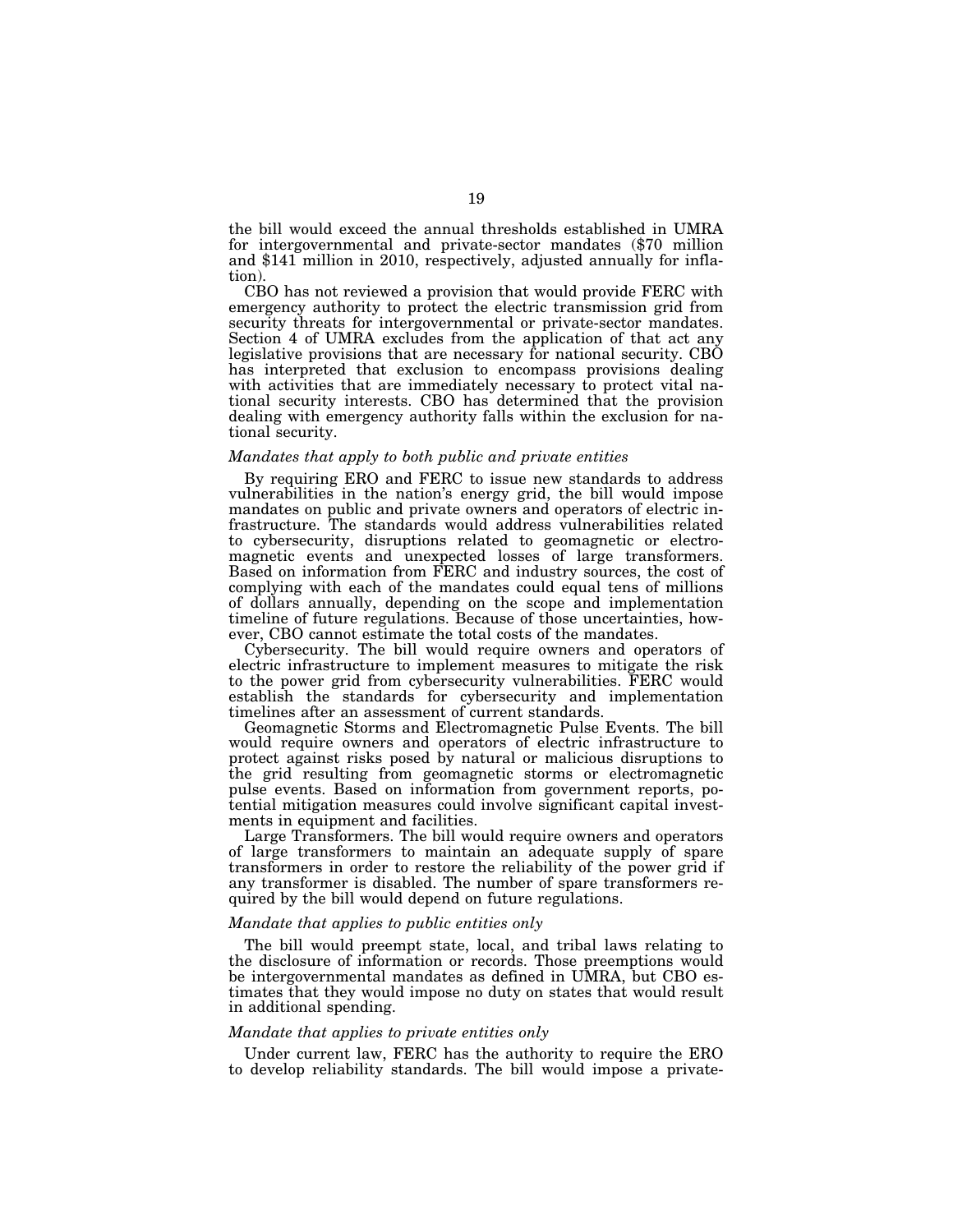the bill would exceed the annual thresholds established in UMRA for intergovernmental and private-sector mandates ($70 million and $141 million in 2010, respectively, adjusted annually for inflation).

CBO has not reviewed a provision that would provide FERC with emergency authority to protect the electric transmission grid from security threats for intergovernmental or private-sector mandates. Section 4 of UMRA excludes from the application of that act any legislative provisions that are necessary for national security. CBO has interpreted that exclusion to encompass provisions dealing with activities that are immediately necessary to protect vital national security interests. CBO has determined that the provision dealing with emergency authority falls within the exclusion for national security.

*Mandates that apply to both public and private entities*

By requiring ERO and FERC to issue new standards to address vulnerabilities in the nation's energy grid, the bill would impose mandates on public and private owners and operators of electric infrastructure. The standards would address vulnerabilities related to cybersecurity, disruptions related to geomagnetic or electromagnetic events and unexpected losses of large transformers. Based on information from FERC and industry sources, the cost of complying with each of the mandates could equal tens of millions of dollars annually, depending on the scope and implementation timeline of future regulations. Because of those uncertainties, however, CBO cannot estimate the total costs of the mandates.

Cybersecurity. The bill would require owners and operators of electric infrastructure to implement measures to mitigate the risk to the power grid from cybersecurity vulnerabilities. FERC would establish the standards for cybersecurity and implementation timelines after an assessment of current standards.

Geomagnetic Storms and Electromagnetic Pulse Events. The bill would require owners and operators of electric infrastructure to protect against risks posed by natural or malicious disruptions to the grid resulting from geomagnetic storms or electromagnetic pulse events. Based on information from government reports, potential mitigation measures could involve significant capital investments in equipment and facilities.

Large Transformers. The bill would require owners and operators of large transformers to maintain an adequate supply of spare transformers in order to restore the reliability of the power grid if any transformer is disabled. The number of spare transformers required by the bill would depend on future regulations.

*Mandate that applies to public entities only*

The bill would preempt state, local, and tribal laws relating to the disclosure of information or records. Those preemptions would be intergovernmental mandates as defined in UMRA, but CBO estimates that they would impose no duty on states that would result in additional spending.

*Mandate that applies to private entities only*

Under current law, FERC has the authority to require the ERO to develop reliability standards. The bill would impose a private-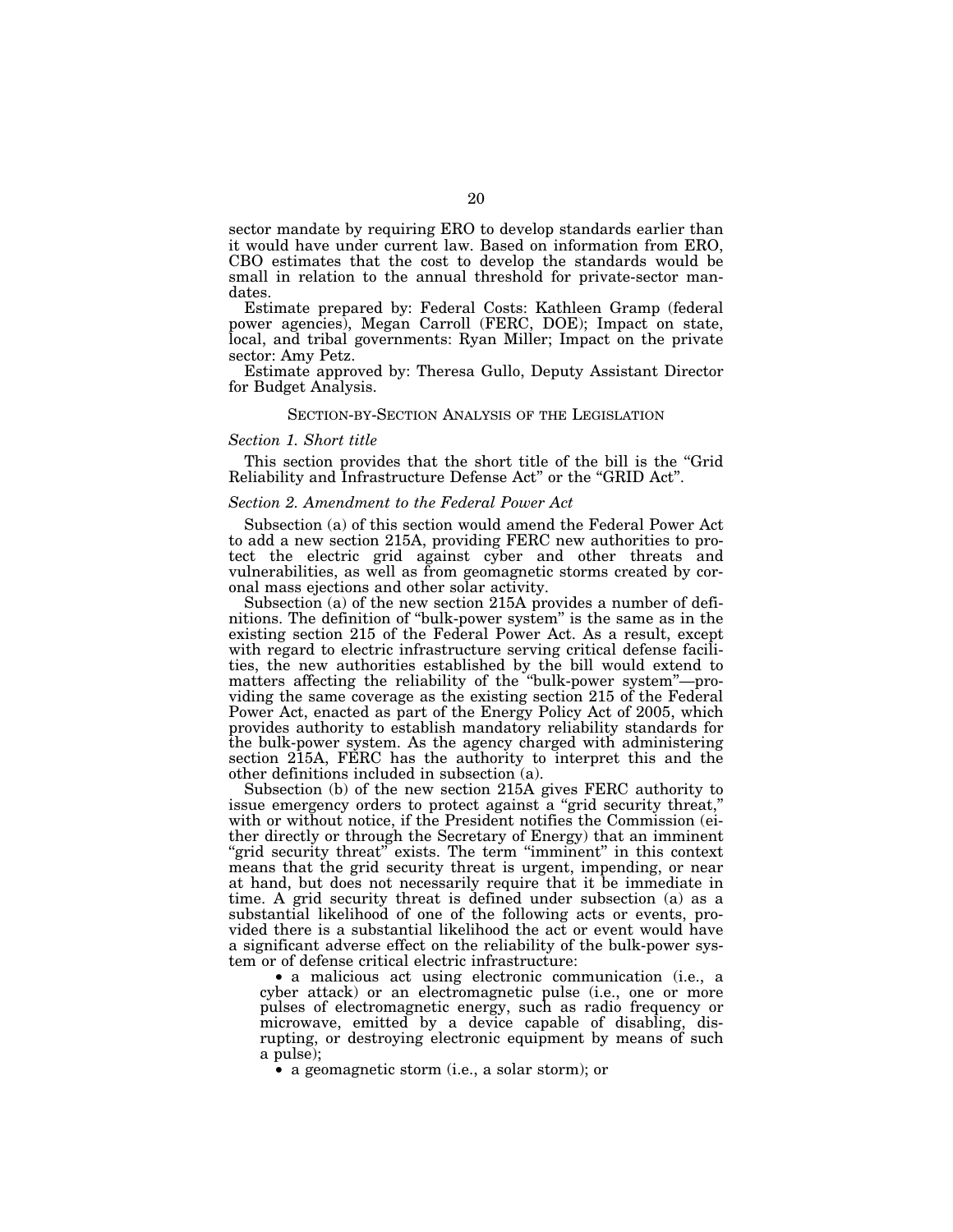sector mandate by requiring ERO to develop standards earlier than it would have under current law. Based on information from ERO, CBO estimates that the cost to develop the standards would be small in relation to the annual threshold for private-sector mandates.

Estimate prepared by: Federal Costs: Kathleen Gramp (federal power agencies), Megan Carroll (FERC, DOE); Impact on state, local, and tribal governments: Ryan Miller; Impact on the private sector: Amy Petz.

Estimate approved by: Theresa Gullo, Deputy Assistant Director for Budget Analysis.

## SECTION-BY-SECTION ANALYSIS OF THE LEGISLATION

### *Section 1. Short title*

This section provides that the short title of the bill is the "Grid Reliability and Infrastructure Defense Act" or the "GRID Act".

### *Section 2. Amendment to the Federal Power Act*

Subsection (a) of this section would amend the Federal Power Act to add a new section 215A, providing FERC new authorities to protect the electric grid against cyber and other threats and vulnerabilities, as well as from geomagnetic storms created by coronal mass ejections and other solar activity.

Subsection (a) of the new section 215A provides a number of definitions. The definition of "bulk-power system" is the same as in the existing section 215 of the Federal Power Act. As a result, except with regard to electric infrastructure serving critical defense facilities, the new authorities established by the bill would extend to matters affecting the reliability of the "bulk-power system"—providing the same coverage as the existing section 215 of the Federal Power Act, enacted as part of the Energy Policy Act of 2005, which provides authority to establish mandatory reliability standards for the bulk-power system. As the agency charged with administering section 215A, FERC has the authority to interpret this and the other definitions included in subsection (a).

Subsection (b) of the new section 215A gives FERC authority to issue emergency orders to protect against a "grid security threat," with or without notice, if the President notifies the Commission (either directly or through the Secretary of Energy) that an imminent "grid security threat" exists. The term "imminent" in this context means that the grid security threat is urgent, impending, or near at hand, but does not necessarily require that it be immediate in time. A grid security threat is defined under subsection (a) as a substantial likelihood of one of the following acts or events, provided there is a substantial likelihood the act or event would have a significant adverse effect on the reliability of the bulk-power system or of defense critical electric infrastructure:

- a malicious act using electronic communication (i.e., a cyber attack) or an electromagnetic pulse (i.e., one or more pulses of electromagnetic energy, such as radio frequency or microwave, emitted by a device capable of disabling, disrupting, or destroying electronic equipment by means of such a pulse);
- a geomagnetic storm (i.e., a solar storm); or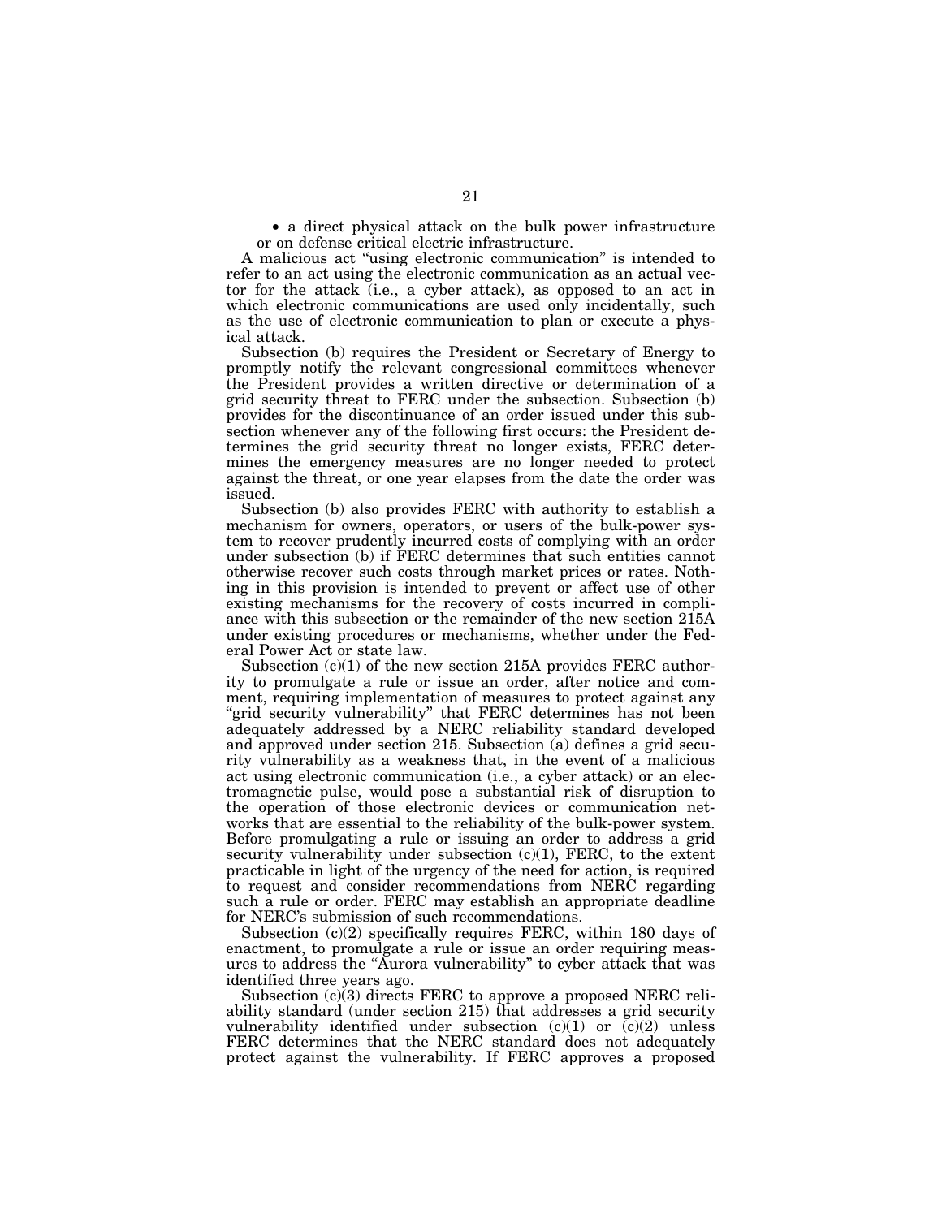- a direct physical attack on the bulk power infrastructure or on defense critical electric infrastructure.

A malicious act "using electronic communication" is intended to refer to an act using the electronic communication as an actual vector for the attack (i.e., a cyber attack), as opposed to an act in which electronic communications are used only incidentally, such as the use of electronic communication to plan or execute a physical attack.

Subsection (b) requires the President or Secretary of Energy to promptly notify the relevant congressional committees whenever the President provides a written directive or determination of a grid security threat to FERC under the subsection. Subsection (b) provides for the discontinuance of an order issued under this subsection whenever any of the following first occurs: the President determines the grid security threat no longer exists, FERC determines the emergency measures are no longer needed to protect against the threat, or one year elapses from the date the order was issued.

Subsection (b) also provides FERC with authority to establish a mechanism for owners, operators, or users of the bulk-power system to recover prudently incurred costs of complying with an order under subsection (b) if FERC determines that such entities cannot otherwise recover such costs through market prices or rates. Nothing in this provision is intended to prevent or affect use of other existing mechanisms for the recovery of costs incurred in compliance with this subsection or the remainder of the new section 215A under existing procedures or mechanisms, whether under the Federal Power Act or state law.

Subsection (c)(1) of the new section 215A provides FERC authority to promulgate a rule or issue an order, after notice and comment, requiring implementation of measures to protect against any "grid security vulnerability" that FERC determines has not been adequately addressed by a NERC reliability standard developed and approved under section 215. Subsection (a) defines a grid security vulnerability as a weakness that, in the event of a malicious act using electronic communication (i.e., a cyber attack) or an electromagnetic pulse, would pose a substantial risk of disruption to the operation of those electronic devices or communication networks that are essential to the reliability of the bulk-power system. Before promulgating a rule or issuing an order to address a grid security vulnerability under subsection (c)(1), FERC, to the extent practicable in light of the urgency of the need for action, is required to request and consider recommendations from NERC regarding such a rule or order. FERC may establish an appropriate deadline for NERC's submission of such recommendations.

Subsection (c)(2) specifically requires FERC, within 180 days of enactment, to promulgate a rule or issue an order requiring measures to address the "Aurora vulnerability" to cyber attack that was identified three years ago.

Subsection (c)(3) directs FERC to approve a proposed NERC reliability standard (under section 215) that addresses a grid security vulnerability identified under subsection (c)(1) or (c)(2) unless FERC determines that the NERC standard does not adequately protect against the vulnerability. If FERC approves a proposed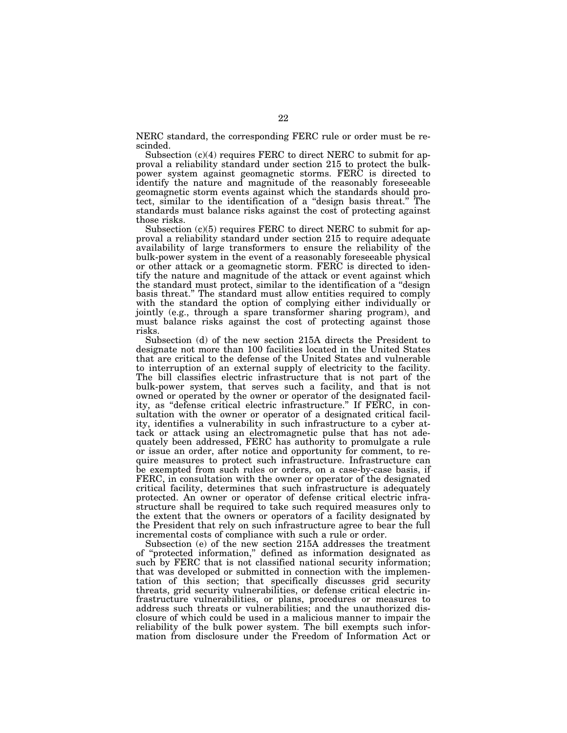NERC standard, the corresponding FERC rule or order must be rescinded.

Subsection (c)(4) requires FERC to direct NERC to submit for approval a reliability standard under section 215 to protect the bulk-power system against geomagnetic storms. FERC is directed to identify the nature and magnitude of the reasonably foreseeable geomagnetic storm events against which the standards should protect, similar to the identification of a "design basis threat." The standards must balance risks against the cost of protecting against those risks.

Subsection (c)(5) requires FERC to direct NERC to submit for approval a reliability standard under section 215 to require adequate availability of large transformers to ensure the reliability of the bulk-power system in the event of a reasonably foreseeable physical or other attack or a geomagnetic storm. FERC is directed to identify the nature and magnitude of the attack or event against which the standard must protect, similar to the identification of a "design basis threat." The standard must allow entities required to comply with the standard the option of complying either individually or jointly (e.g., through a spare transformer sharing program), and must balance risks against the cost of protecting against those risks.

Subsection (d) of the new section 215A directs the President to designate not more than 100 facilities located in the United States that are critical to the defense of the United States and vulnerable to interruption of an external supply of electricity to the facility. The bill classifies electric infrastructure that is not part of the bulk-power system, that serves such a facility, and that is not owned or operated by the owner or operator of the designated facility, as "defense critical electric infrastructure." If FERC, in consultation with the owner or operator of a designated critical facility, identifies a vulnerability in such infrastructure to a cyber attack or attack using an electromagnetic pulse that has not adequately been addressed, FERC has authority to promulgate a rule or issue an order, after notice and opportunity for comment, to require measures to protect such infrastructure. Infrastructure can be exempted from such rules or orders, on a case-by-case basis, if FERC, in consultation with the owner or operator of the designated critical facility, determines that such infrastructure is adequately protected. An owner or operator of defense critical electric infrastructure shall be required to take such required measures only to the extent that the owners or operators of a facility designated by the President that rely on such infrastructure agree to bear the full incremental costs of compliance with such a rule or order.

Subsection (e) of the new section 215A addresses the treatment of "protected information," defined as information designated as such by FERC that is not classified national security information; that was developed or submitted in connection with the implementation of this section; that specifically discusses grid security threats, grid security vulnerabilities, or defense critical electric infrastructure vulnerabilities, or plans, procedures or measures to address such threats or vulnerabilities; and the unauthorized disclosure of which could be used in a malicious manner to impair the reliability of the bulk power system. The bill exempts such information from disclosure under the Freedom of Information Act or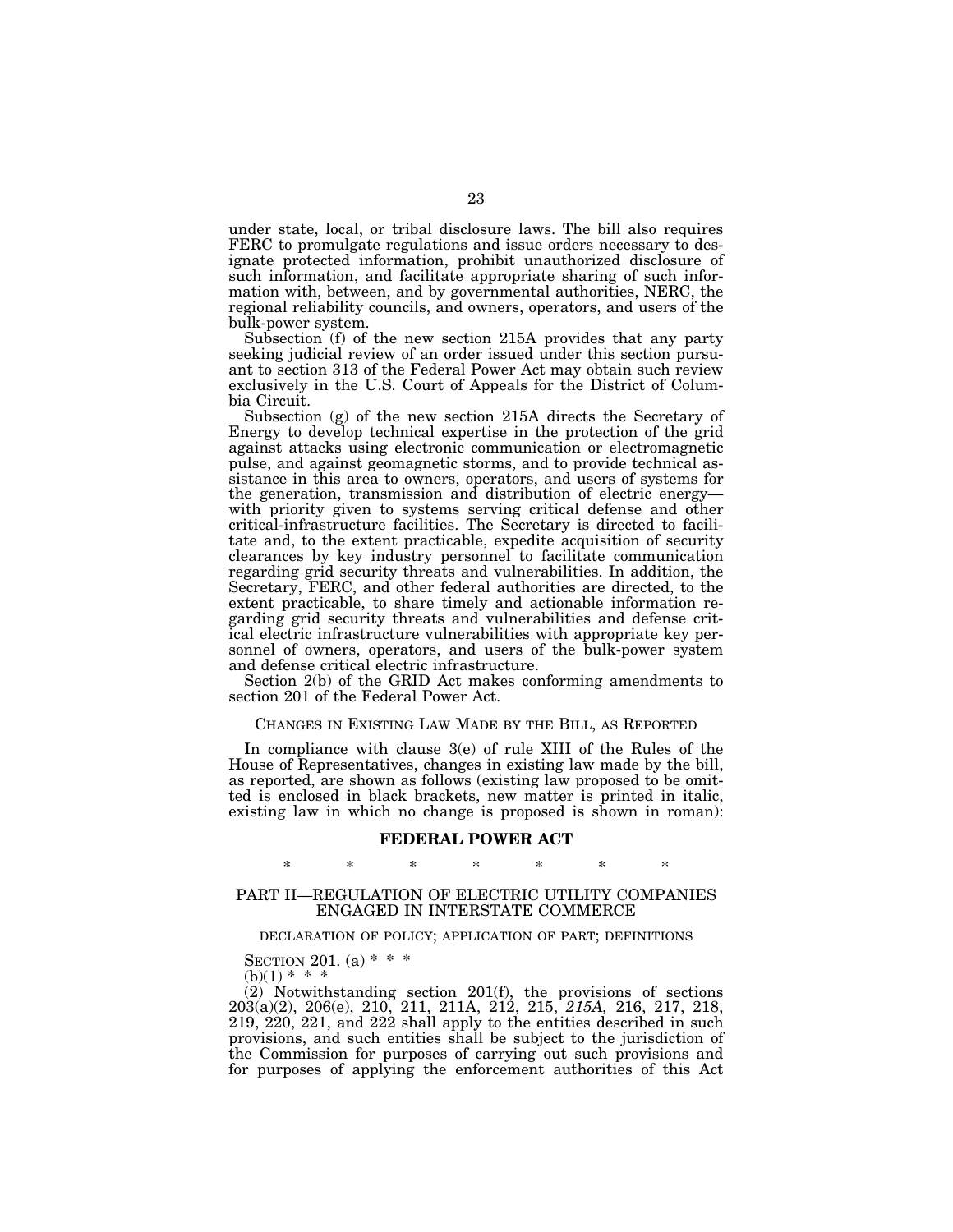under state, local, or tribal disclosure laws. The bill also requires FERC to promulgate regulations and issue orders necessary to designate protected information, prohibit unauthorized disclosure of such information, and facilitate appropriate sharing of such information with, between, and by governmental authorities, NERC, the regional reliability councils, and owners, operators, and users of the bulk-power system.

Subsection (f) of the new section 215A provides that any party seeking judicial review of an order issued under this section pursuant to section 313 of the Federal Power Act may obtain such review exclusively in the U.S. Court of Appeals for the District of Columbia Circuit.

Subsection (g) of the new section 215A directs the Secretary of Energy to develop technical expertise in the protection of the grid against attacks using electronic communication or electromagnetic pulse, and against geomagnetic storms, and to provide technical assistance in this area to owners, operators, and users of systems for the generation, transmission and distribution of electric energy—with priority given to systems serving critical defense and other critical-infrastructure facilities. The Secretary is directed to facilitate and, to the extent practicable, expedite acquisition of security clearances by key industry personnel to facilitate communication regarding grid security threats and vulnerabilities. In addition, the Secretary, FERC, and other federal authorities are directed, to the extent practicable, to share timely and actionable information regarding grid security threats and vulnerabilities and defense critical electric infrastructure vulnerabilities with appropriate key personnel of owners, operators, and users of the bulk-power system and defense critical electric infrastructure.

Section 2(b) of the GRID Act makes conforming amendments to section 201 of the Federal Power Act.

## CHANGES IN EXISTING LAW MADE BY THE BILL, AS REPORTED

In compliance with clause 3(e) of rule XIII of the Rules of the House of Representatives, changes in existing law made by the bill, as reported, are shown as follows (existing law proposed to be omitted is enclosed in black brackets, new matter is printed in italic, existing law in which no change is proposed is shown in roman):

## FEDERAL POWER ACT

\* \* \* \* \* \* \*

### PART II—REGULATION OF ELECTRIC UTILITY COMPANIES ENGAGED IN INTERSTATE COMMERCE

#### DECLARATION OF POLICY; APPLICATION OF PART; DEFINITIONS

SECTION 201. (a) \* \* \*

(b)(1) \* \* \*

(2) Notwithstanding section 201(f), the provisions of sections 203(a)(2), 206(e), 210, 211, 211A, 212, 215, *215A,* 216, 217, 218, 219, 220, 221, and 222 shall apply to the entities described in such provisions, and such entities shall be subject to the jurisdiction of the Commission for purposes of carrying out such provisions and for purposes of applying the enforcement authorities of this Act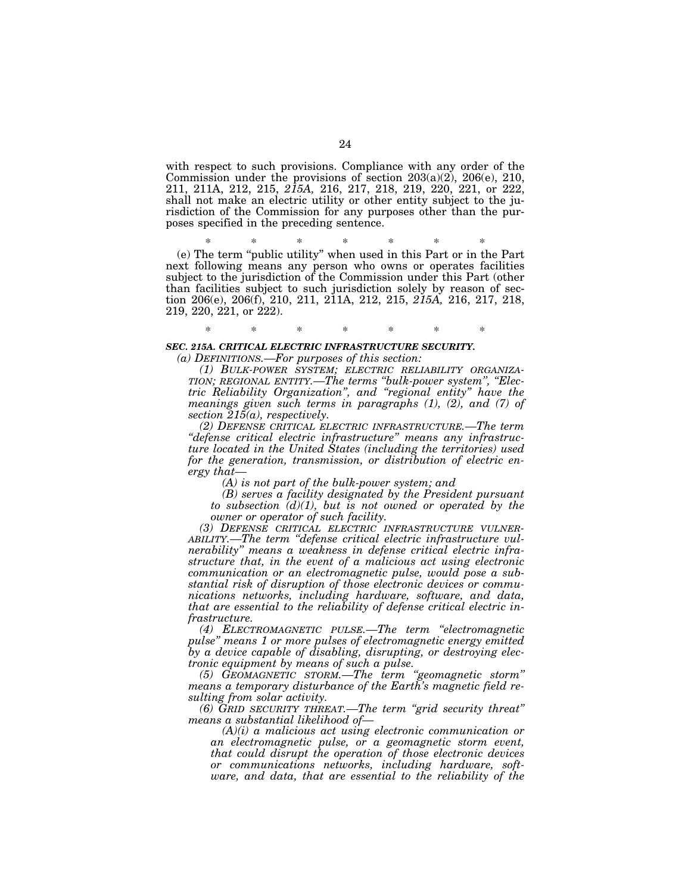with respect to such provisions. Compliance with any order of the Commission under the provisions of section 203(a)(2), 206(e), 210, 211, 211A, 212, 215, *215A,* 216, 217, 218, 219, 220, 221, or 222, shall not make an electric utility or other entity subject to the jurisdiction of the Commission for any purposes other than the purposes specified in the preceding sentence.

\* \* \* \* \* \* \*

(e) The term "public utility" when used in this Part or in the Part next following means any person who owns or operates facilities subject to the jurisdiction of the Commission under this Part (other than facilities subject to such jurisdiction solely by reason of section 206(e), 206(f), 210, 211, 211A, 212, 215, *215A,* 216, 217, 218, 219, 220, 221, or 222).

\* \* \* \* \* \* \*

***SEC. 215A. CRITICAL ELECTRIC INFRASTRUCTURE SECURITY.***

*(a) DEFINITIONS.—For purposes of this section:*

*(1) BULK-POWER SYSTEM; ELECTRIC RELIABILITY ORGANIZATION; REGIONAL ENTITY.—The terms "bulk-power system", "Electric Reliability Organization", and "regional entity" have the meanings given such terms in paragraphs (1), (2), and (7) of section 215(a), respectively.*

*(2) DEFENSE CRITICAL ELECTRIC INFRASTRUCTURE.—The term "defense critical electric infrastructure" means any infrastructure located in the United States (including the territories) used for the generation, transmission, or distribution of electric energy that—*

*(A) is not part of the bulk-power system; and*

*(B) serves a facility designated by the President pursuant to subsection (d)(1), but is not owned or operated by the owner or operator of such facility.*

*(3) DEFENSE CRITICAL ELECTRIC INFRASTRUCTURE VULNERABILITY.—The term "defense critical electric infrastructure vulnerability" means a weakness in defense critical electric infrastructure that, in the event of a malicious act using electronic communication or an electromagnetic pulse, would pose a substantial risk of disruption of those electronic devices or communications networks, including hardware, software, and data, that are essential to the reliability of defense critical electric infrastructure.*

*(4) ELECTROMAGNETIC PULSE.—The term "electromagnetic pulse" means 1 or more pulses of electromagnetic energy emitted by a device capable of disabling, disrupting, or destroying electronic equipment by means of such a pulse.*

*(5) GEOMAGNETIC STORM.—The term "geomagnetic storm" means a temporary disturbance of the Earth's magnetic field resulting from solar activity.*

*(6) GRID SECURITY THREAT.—The term "grid security threat" means a substantial likelihood of—*

*(A)(i) a malicious act using electronic communication or an electromagnetic pulse, or a geomagnetic storm event, that could disrupt the operation of those electronic devices or communications networks, including hardware, software, and data, that are essential to the reliability of the*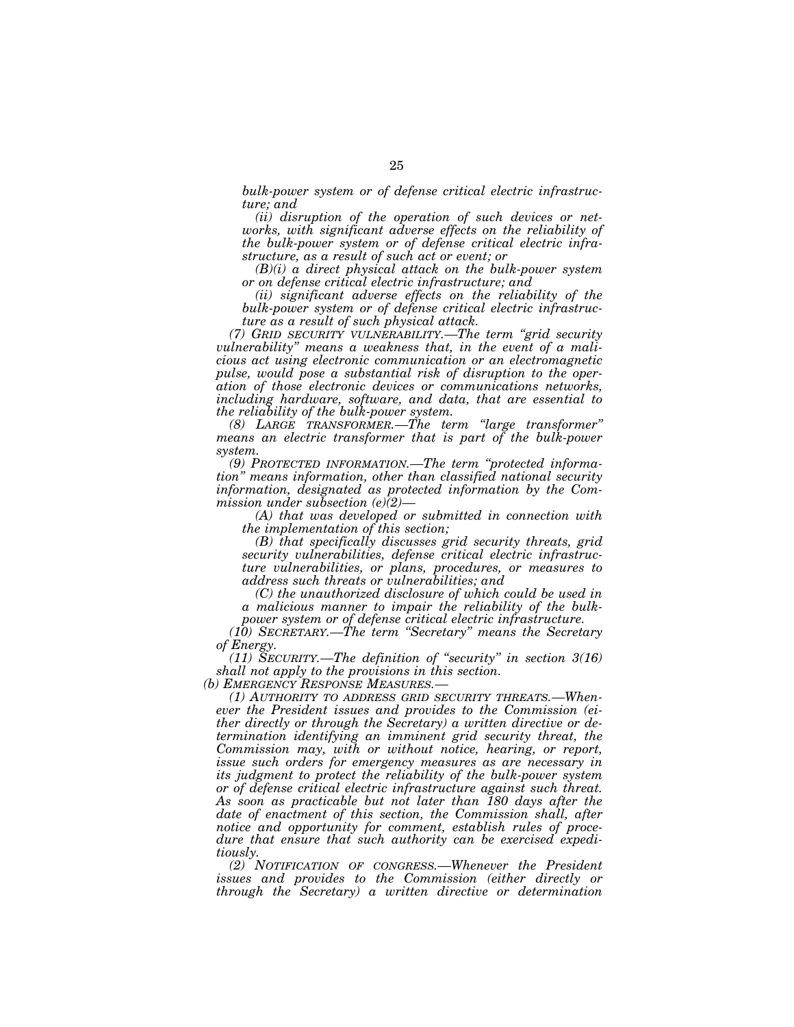*bulk-power system or of defense critical electric infrastructure; and*

*(ii) disruption of the operation of such devices or networks, with significant adverse effects on the reliability of the bulk-power system or of defense critical electric infrastructure, as a result of such act or event; or*

*(B)(i) a direct physical attack on the bulk-power system or on defense critical electric infrastructure; and*

*(ii) significant adverse effects on the reliability of the bulk-power system or of defense critical electric infrastructure as a result of such physical attack.*

*(7) GRID SECURITY VULNERABILITY.—The term "grid security vulnerability" means a weakness that, in the event of a malicious act using electronic communication or an electromagnetic pulse, would pose a substantial risk of disruption to the operation of those electronic devices or communications networks, including hardware, software, and data, that are essential to the reliability of the bulk-power system.*

*(8) LARGE TRANSFORMER.—The term "large transformer" means an electric transformer that is part of the bulk-power system.*

*(9) PROTECTED INFORMATION.—The term "protected information" means information, other than classified national security information, designated as protected information by the Commission under subsection (e)(2)—*

*(A) that was developed or submitted in connection with the implementation of this section;*

*(B) that specifically discusses grid security threats, grid security vulnerabilities, defense critical electric infrastructure vulnerabilities, or plans, procedures, or measures to address such threats or vulnerabilities; and*

*(C) the unauthorized disclosure of which could be used in a malicious manner to impair the reliability of the bulk-power system or of defense critical electric infrastructure.*

*(10) SECRETARY.—The term "Secretary" means the Secretary of Energy.*

*(11) SECURITY.—The definition of "security" in section 3(16) shall not apply to the provisions in this section.*

*(b) EMERGENCY RESPONSE MEASURES.—*

*(1) AUTHORITY TO ADDRESS GRID SECURITY THREATS.—Whenever the President issues and provides to the Commission (either directly or through the Secretary) a written directive or determination identifying an imminent grid security threat, the Commission may, with or without notice, hearing, or report, issue such orders for emergency measures as are necessary in its judgment to protect the reliability of the bulk-power system or of defense critical electric infrastructure against such threat. As soon as practicable but not later than 180 days after the date of enactment of this section, the Commission shall, after notice and opportunity for comment, establish rules of procedure that ensure that such authority can be exercised expeditiously.*

*(2) NOTIFICATION OF CONGRESS.—Whenever the President issues and provides to the Commission (either directly or through the Secretary) a written directive or determination*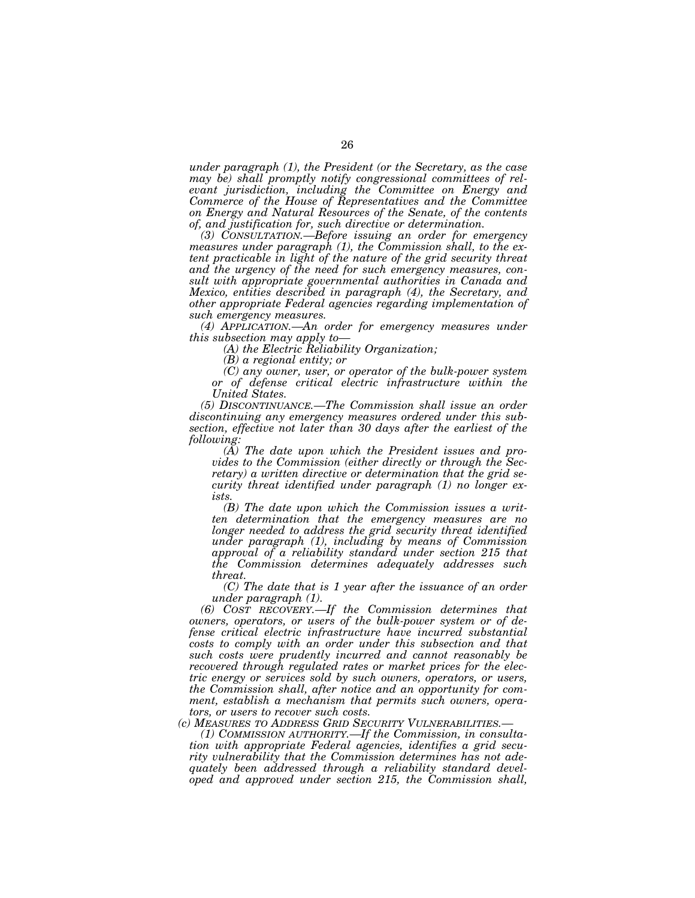*under paragraph (1), the President (or the Secretary, as the case may be) shall promptly notify congressional committees of relevant jurisdiction, including the Committee on Energy and Commerce of the House of Representatives and the Committee on Energy and Natural Resources of the Senate, of the contents of, and justification for, such directive or determination.*

*(3) CONSULTATION.—Before issuing an order for emergency measures under paragraph (1), the Commission shall, to the extent practicable in light of the nature of the grid security threat and the urgency of the need for such emergency measures, consult with appropriate governmental authorities in Canada and Mexico, entities described in paragraph (4), the Secretary, and other appropriate Federal agencies regarding implementation of such emergency measures.*

*(4) APPLICATION.—An order for emergency measures under this subsection may apply to—*

*(A) the Electric Reliability Organization;*

*(B) a regional entity; or*

*(C) any owner, user, or operator of the bulk-power system or of defense critical electric infrastructure within the United States.*

*(5) DISCONTINUANCE.—The Commission shall issue an order discontinuing any emergency measures ordered under this subsection, effective not later than 30 days after the earliest of the following:*

*(A) The date upon which the President issues and provides to the Commission (either directly or through the Secretary) a written directive or determination that the grid security threat identified under paragraph (1) no longer exists.*

*(B) The date upon which the Commission issues a written determination that the emergency measures are no longer needed to address the grid security threat identified under paragraph (1), including by means of Commission approval of a reliability standard under section 215 that the Commission determines adequately addresses such threat.*

*(C) The date that is 1 year after the issuance of an order under paragraph (1).*

*(6) COST RECOVERY.—If the Commission determines that owners, operators, or users of the bulk-power system or of defense critical electric infrastructure have incurred substantial costs to comply with an order under this subsection and that such costs were prudently incurred and cannot reasonably be recovered through regulated rates or market prices for the electric energy or services sold by such owners, operators, or users, the Commission shall, after notice and an opportunity for comment, establish a mechanism that permits such owners, operators, or users to recover such costs.*

*(c) MEASURES TO ADDRESS GRID SECURITY VULNERABILITIES.—*

*(1) COMMISSION AUTHORITY.—If the Commission, in consultation with appropriate Federal agencies, identifies a grid security vulnerability that the Commission determines has not adequately been addressed through a reliability standard developed and approved under section 215, the Commission shall,*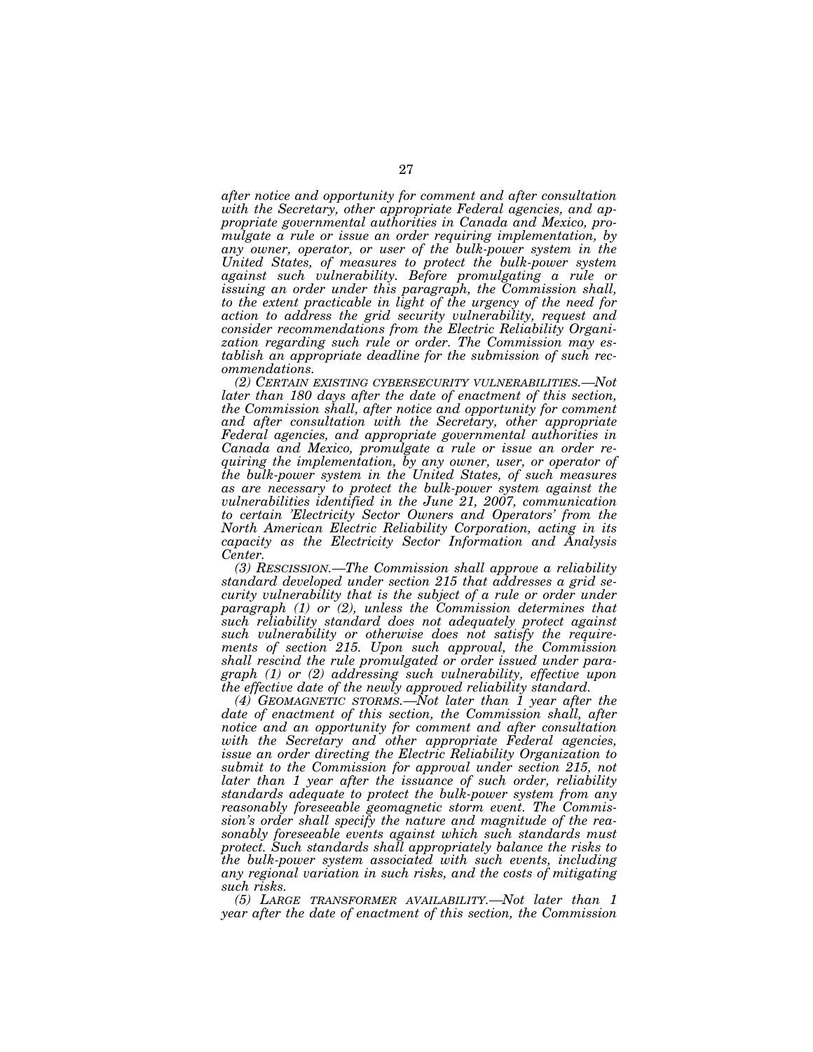*after notice and opportunity for comment and after consultation with the Secretary, other appropriate Federal agencies, and appropriate governmental authorities in Canada and Mexico, promulgate a rule or issue an order requiring implementation, by any owner, operator, or user of the bulk-power system in the United States, of measures to protect the bulk-power system against such vulnerability. Before promulgating a rule or issuing an order under this paragraph, the Commission shall, to the extent practicable in light of the urgency of the need for action to address the grid security vulnerability, request and consider recommendations from the Electric Reliability Organization regarding such rule or order. The Commission may establish an appropriate deadline for the submission of such recommendations.*

*(2) CERTAIN EXISTING CYBERSECURITY VULNERABILITIES.—Not later than 180 days after the date of enactment of this section, the Commission shall, after notice and opportunity for comment and after consultation with the Secretary, other appropriate Federal agencies, and appropriate governmental authorities in Canada and Mexico, promulgate a rule or issue an order requiring the implementation, by any owner, user, or operator of the bulk-power system in the United States, of such measures as are necessary to protect the bulk-power system against the vulnerabilities identified in the June 21, 2007, communication to certain 'Electricity Sector Owners and Operators' from the North American Electric Reliability Corporation, acting in its capacity as the Electricity Sector Information and Analysis Center.*

*(3) RESCISSION.—The Commission shall approve a reliability standard developed under section 215 that addresses a grid security vulnerability that is the subject of a rule or order under paragraph (1) or (2), unless the Commission determines that such reliability standard does not adequately protect against such vulnerability or otherwise does not satisfy the requirements of section 215. Upon such approval, the Commission shall rescind the rule promulgated or order issued under paragraph (1) or (2) addressing such vulnerability, effective upon the effective date of the newly approved reliability standard.*

*(4) GEOMAGNETIC STORMS.—Not later than 1 year after the date of enactment of this section, the Commission shall, after notice and an opportunity for comment and after consultation with the Secretary and other appropriate Federal agencies, issue an order directing the Electric Reliability Organization to submit to the Commission for approval under section 215, not later than 1 year after the issuance of such order, reliability standards adequate to protect the bulk-power system from any reasonably foreseeable geomagnetic storm event. The Commission's order shall specify the nature and magnitude of the reasonably foreseeable events against which such standards must protect. Such standards shall appropriately balance the risks to the bulk-power system associated with such events, including any regional variation in such risks, and the costs of mitigating such risks.*

*(5) LARGE TRANSFORMER AVAILABILITY.—Not later than 1 year after the date of enactment of this section, the Commission*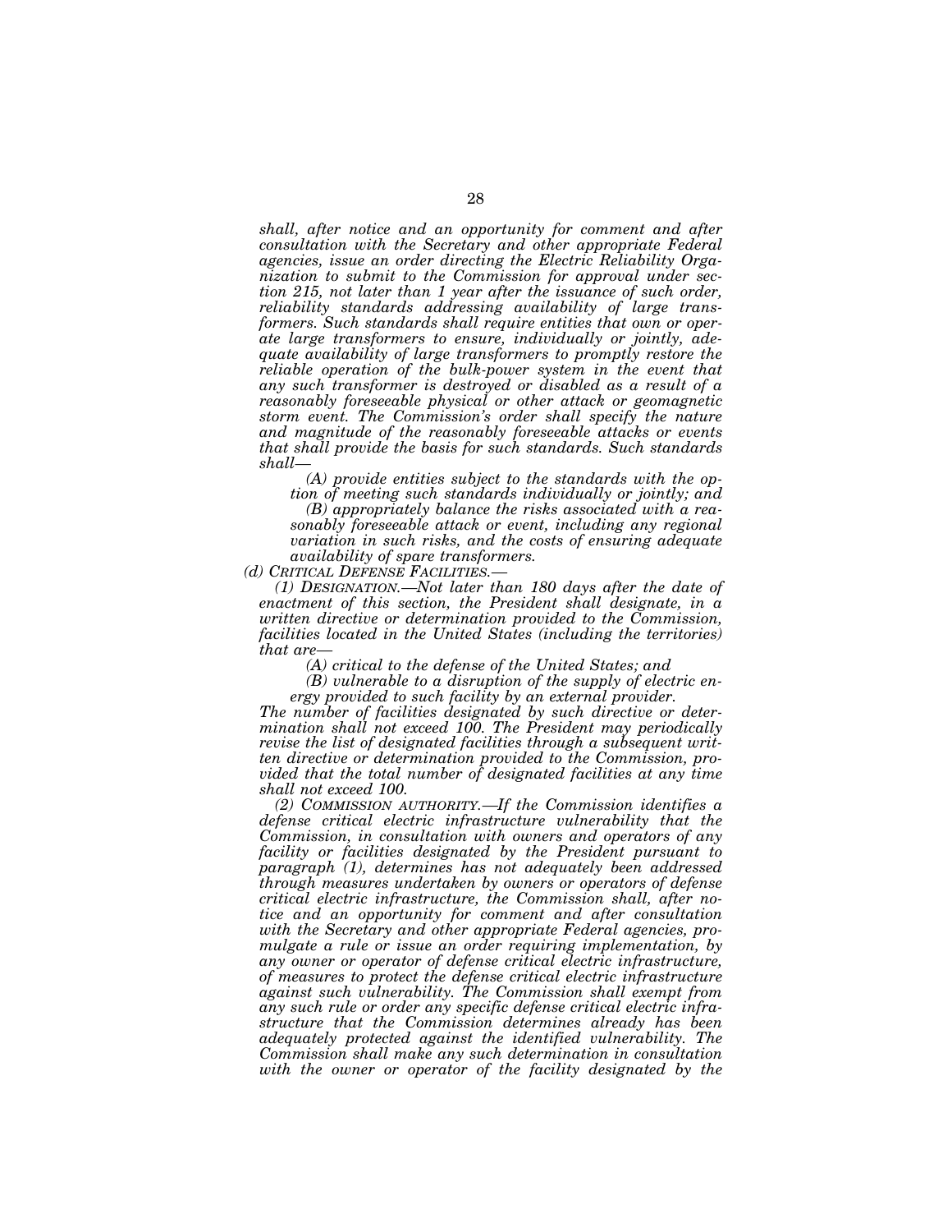*shall, after notice and an opportunity for comment and after consultation with the Secretary and other appropriate Federal agencies, issue an order directing the Electric Reliability Organization to submit to the Commission for approval under section 215, not later than 1 year after the issuance of such order, reliability standards addressing availability of large transformers. Such standards shall require entities that own or operate large transformers to ensure, individually or jointly, adequate availability of large transformers to promptly restore the reliable operation of the bulk-power system in the event that any such transformer is destroyed or disabled as a result of a reasonably foreseeable physical or other attack or geomagnetic storm event. The Commission's order shall specify the nature and magnitude of the reasonably foreseeable attacks or events that shall provide the basis for such standards. Such standards shall—*

*(A) provide entities subject to the standards with the option of meeting such standards individually or jointly; and*

*(B) appropriately balance the risks associated with a reasonably foreseeable attack or event, including any regional variation in such risks, and the costs of ensuring adequate availability of spare transformers.*

*(d) CRITICAL DEFENSE FACILITIES.—*

*(1) DESIGNATION.—Not later than 180 days after the date of enactment of this section, the President shall designate, in a written directive or determination provided to the Commission, facilities located in the United States (including the territories) that are—*

*(A) critical to the defense of the United States; and*

*(B) vulnerable to a disruption of the supply of electric energy provided to such facility by an external provider.*

*The number of facilities designated by such directive or determination shall not exceed 100. The President may periodically revise the list of designated facilities through a subsequent written directive or determination provided to the Commission, provided that the total number of designated facilities at any time shall not exceed 100.*

*(2) COMMISSION AUTHORITY.—If the Commission identifies a defense critical electric infrastructure vulnerability that the Commission, in consultation with owners and operators of any facility or facilities designated by the President pursuant to paragraph (1), determines has not adequately been addressed through measures undertaken by owners or operators of defense critical electric infrastructure, the Commission shall, after notice and an opportunity for comment and after consultation with the Secretary and other appropriate Federal agencies, promulgate a rule or issue an order requiring implementation, by any owner or operator of defense critical electric infrastructure, of measures to protect the defense critical electric infrastructure against such vulnerability. The Commission shall exempt from any such rule or order any specific defense critical electric infrastructure that the Commission determines already has been adequately protected against the identified vulnerability. The Commission shall make any such determination in consultation with the owner or operator of the facility designated by the*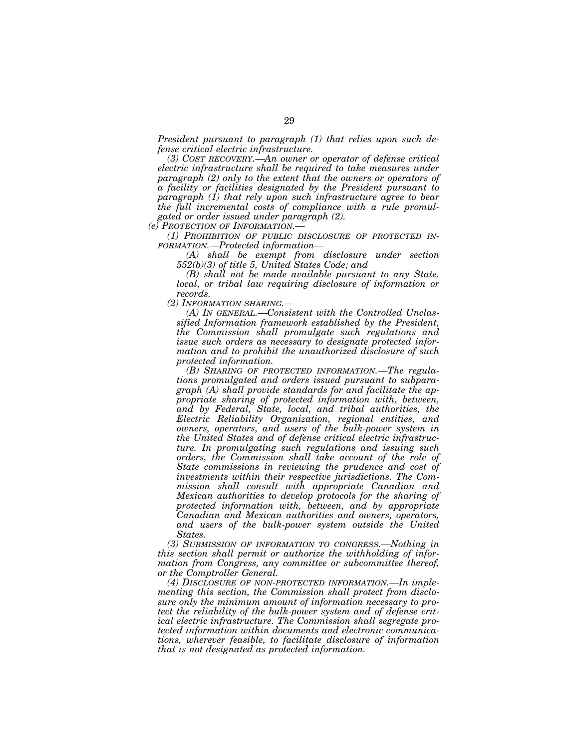*President pursuant to paragraph (1) that relies upon such defense critical electric infrastructure.*

*(3) COST RECOVERY.—An owner or operator of defense critical electric infrastructure shall be required to take measures under paragraph (2) only to the extent that the owners or operators of a facility or facilities designated by the President pursuant to paragraph (1) that rely upon such infrastructure agree to bear the full incremental costs of compliance with a rule promulgated or order issued under paragraph (2).*

*(e) PROTECTION OF INFORMATION.—*

*(1) PROHIBITION OF PUBLIC DISCLOSURE OF PROTECTED INFORMATION.—Protected information—*

*(A) shall be exempt from disclosure under section 552(b)(3) of title 5, United States Code; and*

*(B) shall not be made available pursuant to any State, local, or tribal law requiring disclosure of information or records.*

*(2) INFORMATION SHARING.—*

*(A) IN GENERAL.—Consistent with the Controlled Unclassified Information framework established by the President, the Commission shall promulgate such regulations and issue such orders as necessary to designate protected information and to prohibit the unauthorized disclosure of such protected information.*

*(B) SHARING OF PROTECTED INFORMATION.—The regulations promulgated and orders issued pursuant to subparagraph (A) shall provide standards for and facilitate the appropriate sharing of protected information with, between, and by Federal, State, local, and tribal authorities, the Electric Reliability Organization, regional entities, and owners, operators, and users of the bulk-power system in the United States and of defense critical electric infrastructure. In promulgating such regulations and issuing such orders, the Commission shall take account of the role of State commissions in reviewing the prudence and cost of investments within their respective jurisdictions. The Commission shall consult with appropriate Canadian and Mexican authorities to develop protocols for the sharing of protected information with, between, and by appropriate Canadian and Mexican authorities and owners, operators, and users of the bulk-power system outside the United States.*

*(3) SUBMISSION OF INFORMATION TO CONGRESS.—Nothing in this section shall permit or authorize the withholding of information from Congress, any committee or subcommittee thereof, or the Comptroller General.*

*(4) DISCLOSURE OF NON-PROTECTED INFORMATION.—In implementing this section, the Commission shall protect from disclosure only the minimum amount of information necessary to protect the reliability of the bulk-power system and of defense critical electric infrastructure. The Commission shall segregate protected information within documents and electronic communications, wherever feasible, to facilitate disclosure of information that is not designated as protected information.*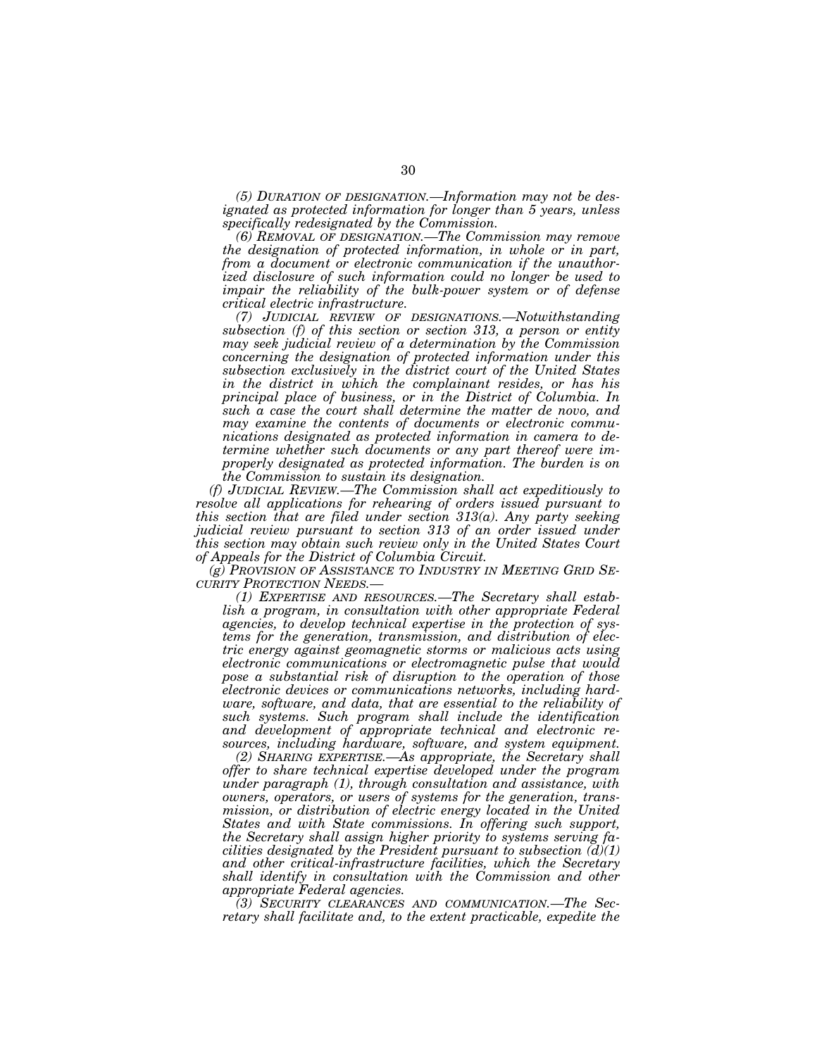*(5) DURATION OF DESIGNATION.—Information may not be designated as protected information for longer than 5 years, unless specifically redesignated by the Commission.*

*(6) REMOVAL OF DESIGNATION.—The Commission may remove the designation of protected information, in whole or in part, from a document or electronic communication if the unauthorized disclosure of such information could no longer be used to impair the reliability of the bulk-power system or of defense critical electric infrastructure.*

*(7) JUDICIAL REVIEW OF DESIGNATIONS.—Notwithstanding subsection (f) of this section or section 313, a person or entity may seek judicial review of a determination by the Commission concerning the designation of protected information under this subsection exclusively in the district court of the United States in the district in which the complainant resides, or has his principal place of business, or in the District of Columbia. In such a case the court shall determine the matter de novo, and may examine the contents of documents or electronic communications designated as protected information in camera to determine whether such documents or any part thereof were improperly designated as protected information. The burden is on the Commission to sustain its designation.*

*(f) JUDICIAL REVIEW.—The Commission shall act expeditiously to resolve all applications for rehearing of orders issued pursuant to this section that are filed under section 313(a). Any party seeking judicial review pursuant to section 313 of an order issued under this section may obtain such review only in the United States Court of Appeals for the District of Columbia Circuit.*

*(g) PROVISION OF ASSISTANCE TO INDUSTRY IN MEETING GRID SECURITY PROTECTION NEEDS.—*

*(1) EXPERTISE AND RESOURCES.—The Secretary shall establish a program, in consultation with other appropriate Federal agencies, to develop technical expertise in the protection of systems for the generation, transmission, and distribution of electric energy against geomagnetic storms or malicious acts using electronic communications or electromagnetic pulse that would pose a substantial risk of disruption to the operation of those electronic devices or communications networks, including hardware, software, and data, that are essential to the reliability of such systems. Such program shall include the identification and development of appropriate technical and electronic resources, including hardware, software, and system equipment.*

*(2) SHARING EXPERTISE.—As appropriate, the Secretary shall offer to share technical expertise developed under the program under paragraph (1), through consultation and assistance, with owners, operators, or users of systems for the generation, transmission, or distribution of electric energy located in the United States and with State commissions. In offering such support, the Secretary shall assign higher priority to systems serving facilities designated by the President pursuant to subsection (d)(1) and other critical-infrastructure facilities, which the Secretary shall identify in consultation with the Commission and other appropriate Federal agencies.*

*(3) SECURITY CLEARANCES AND COMMUNICATION.—The Secretary shall facilitate and, to the extent practicable, expedite the*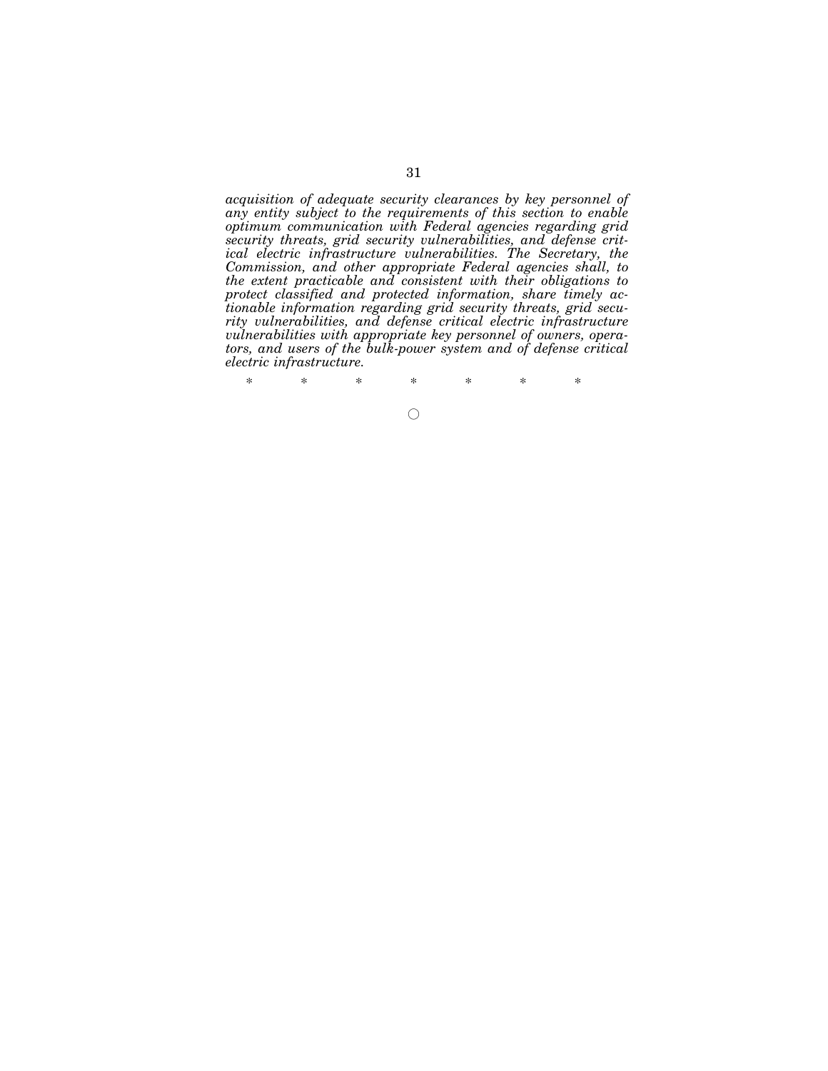*acquisition of adequate security clearances by key personnel of any entity subject to the requirements of this section to enable optimum communication with Federal agencies regarding grid security threats, grid security vulnerabilities, and defense critical electric infrastructure vulnerabilities. The Secretary, the Commission, and other appropriate Federal agencies shall, to the extent practicable and consistent with their obligations to protect classified and protected information, share timely actionable information regarding grid security threats, grid security vulnerabilities, and defense critical electric infrastructure vulnerabilities with appropriate key personnel of owners, operators, and users of the bulk-power system and of defense critical electric infrastructure.*

\* \* \* \* \* \* \*

○